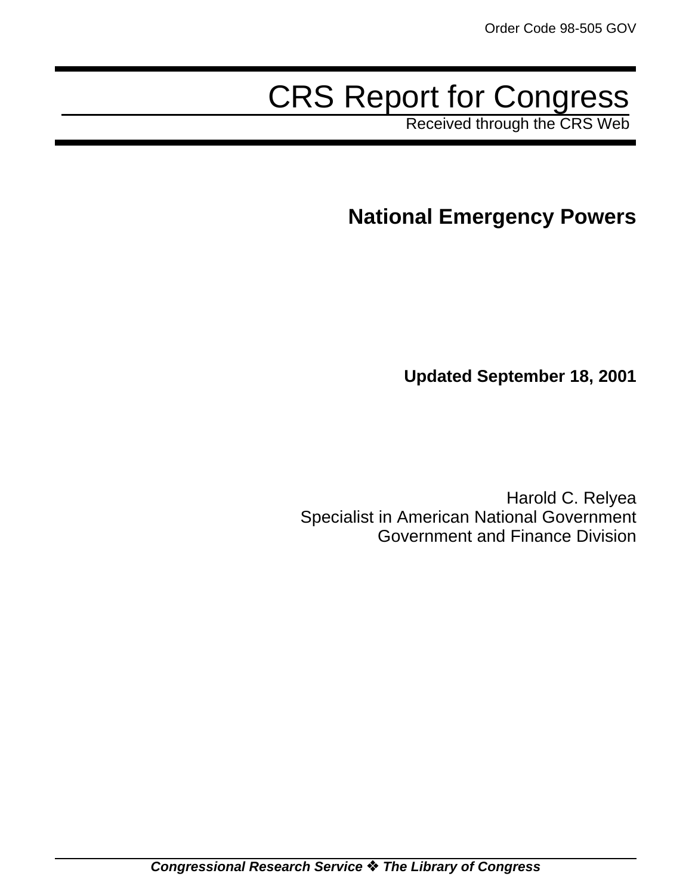Order Code 98-505 GOV

# CRS Report for Congress

Received through the CRS Web

## National Emergency Powers

**Updated September 18, 2001**

Harold C. Relyea
Specialist in American National Government
Government and Finance Division

***Congressional Research Service ❖ The Library of Congress***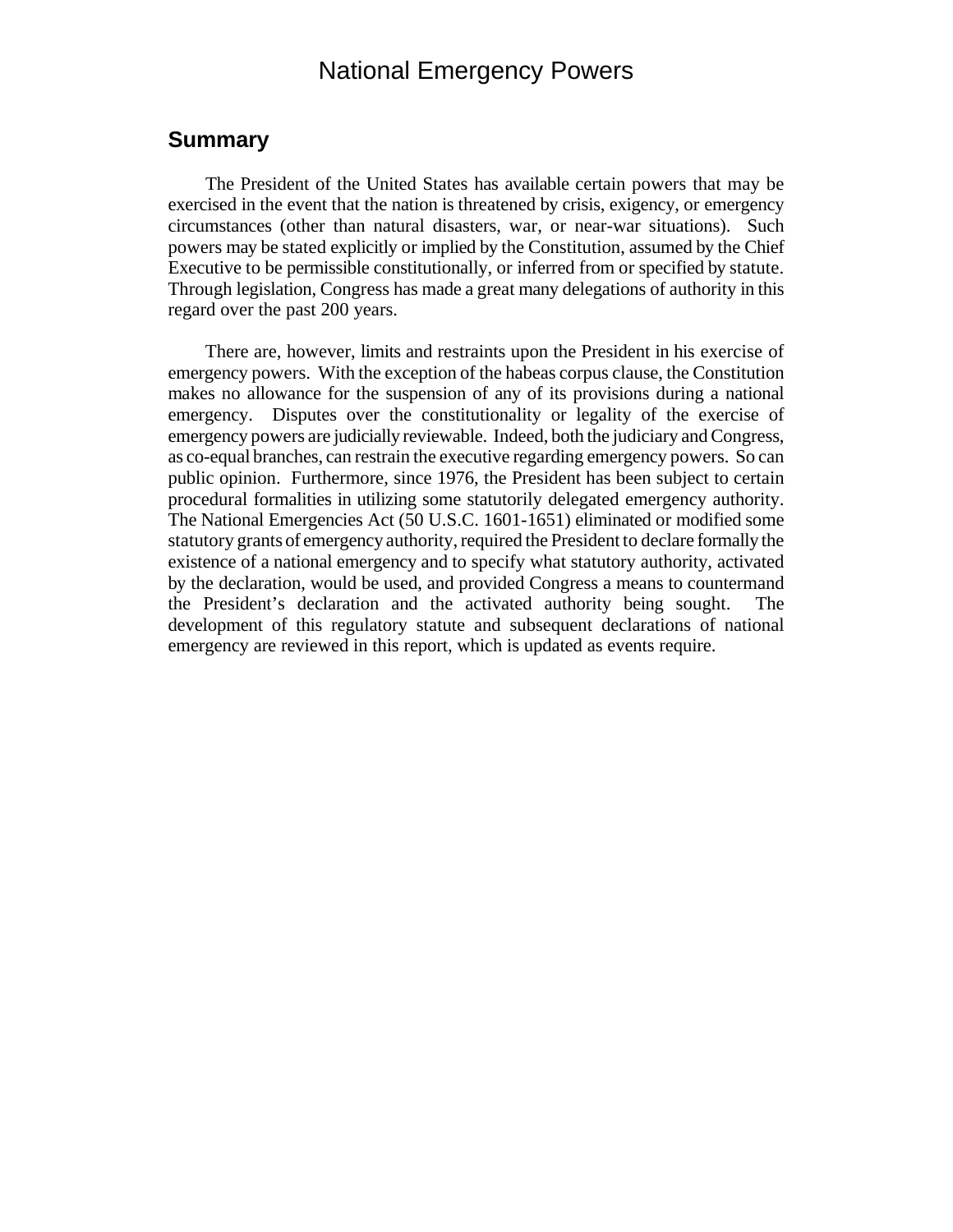# National Emergency Powers

## Summary

The President of the United States has available certain powers that may be exercised in the event that the nation is threatened by crisis, exigency, or emergency circumstances (other than natural disasters, war, or near-war situations). Such powers may be stated explicitly or implied by the Constitution, assumed by the Chief Executive to be permissible constitutionally, or inferred from or specified by statute. Through legislation, Congress has made a great many delegations of authority in this regard over the past 200 years.

There are, however, limits and restraints upon the President in his exercise of emergency powers. With the exception of the habeas corpus clause, the Constitution makes no allowance for the suspension of any of its provisions during a national emergency. Disputes over the constitutionality or legality of the exercise of emergency powers are judicially reviewable. Indeed, both the judiciary and Congress, as co-equal branches, can restrain the executive regarding emergency powers. So can public opinion. Furthermore, since 1976, the President has been subject to certain procedural formalities in utilizing some statutorily delegated emergency authority. The National Emergencies Act (50 U.S.C. 1601-1651) eliminated or modified some statutory grants of emergency authority, required the President to declare formally the existence of a national emergency and to specify what statutory authority, activated by the declaration, would be used, and provided Congress a means to countermand the President's declaration and the activated authority being sought. The development of this regulatory statute and subsequent declarations of national emergency are reviewed in this report, which is updated as events require.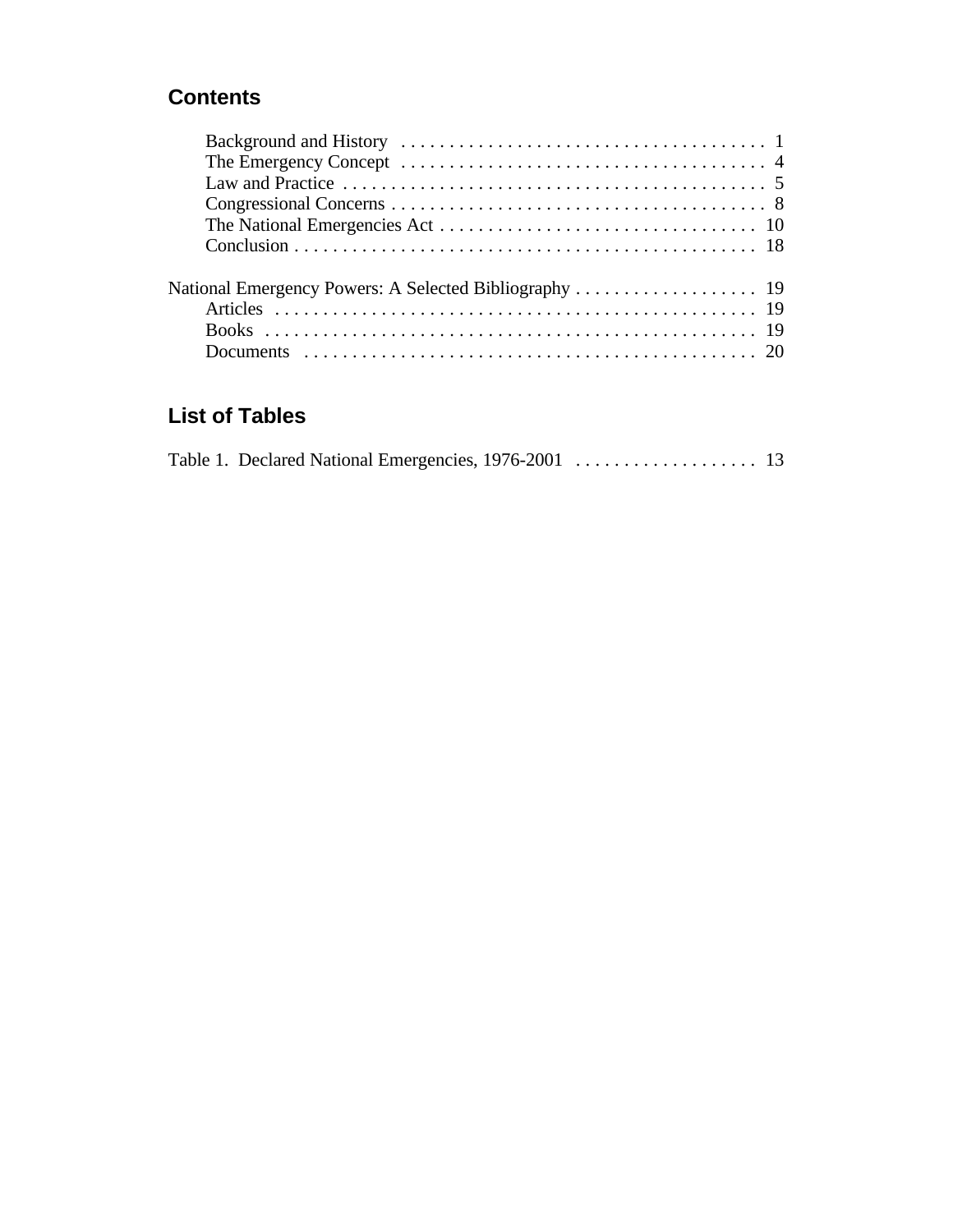## Contents

- Background and History . . . . . . . . . . . . . . . . . . . . . . . . . . . . . . . . . . . . . . 1
- The Emergency Concept . . . . . . . . . . . . . . . . . . . . . . . . . . . . . . . . . . . . . . 4
- Law and Practice . . . . . . . . . . . . . . . . . . . . . . . . . . . . . . . . . . . . . . . . . . . 5
- Congressional Concerns . . . . . . . . . . . . . . . . . . . . . . . . . . . . . . . . . . . . . . . 8
- The National Emergencies Act . . . . . . . . . . . . . . . . . . . . . . . . . . . . . . . . . 10
- Conclusion . . . . . . . . . . . . . . . . . . . . . . . . . . . . . . . . . . . . . . . . . . . . . . . . 18

National Emergency Powers: A Selected Bibliography . . . . . . . . . . . . . . . . . . . 19

- Articles . . . . . . . . . . . . . . . . . . . . . . . . . . . . . . . . . . . . . . . . . . . . . . . . . . 19
- Books . . . . . . . . . . . . . . . . . . . . . . . . . . . . . . . . . . . . . . . . . . . . . . . . . . . 19
- Documents . . . . . . . . . . . . . . . . . . . . . . . . . . . . . . . . . . . . . . . . . . . . . . . 20

## List of Tables

Table 1. Declared National Emergencies, 1976-2001 . . . . . . . . . . . . . . . . . . . 13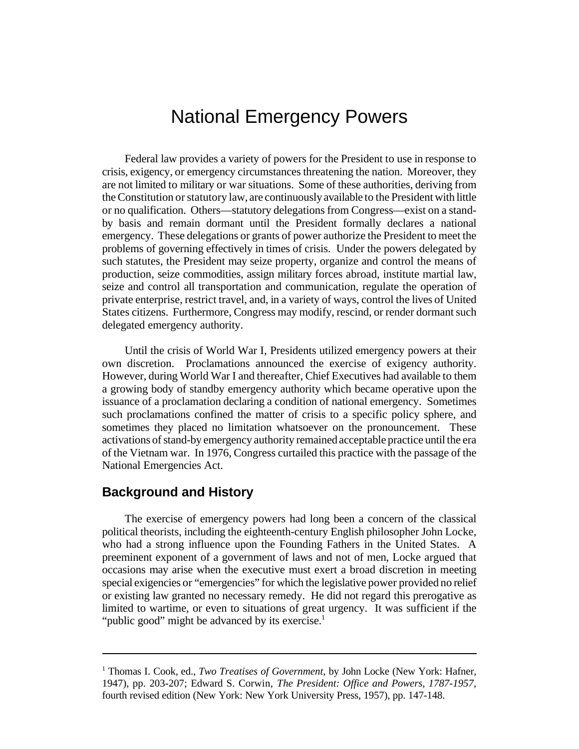# National Emergency Powers

Federal law provides a variety of powers for the President to use in response to crisis, exigency, or emergency circumstances threatening the nation. Moreover, they are not limited to military or war situations. Some of these authorities, deriving from the Constitution or statutory law, are continuously available to the President with little or no qualification. Others—statutory delegations from Congress—exist on a stand-by basis and remain dormant until the President formally declares a national emergency. These delegations or grants of power authorize the President to meet the problems of governing effectively in times of crisis. Under the powers delegated by such statutes, the President may seize property, organize and control the means of production, seize commodities, assign military forces abroad, institute martial law, seize and control all transportation and communication, regulate the operation of private enterprise, restrict travel, and, in a variety of ways, control the lives of United States citizens. Furthermore, Congress may modify, rescind, or render dormant such delegated emergency authority.

Until the crisis of World War I, Presidents utilized emergency powers at their own discretion. Proclamations announced the exercise of exigency authority. However, during World War I and thereafter, Chief Executives had available to them a growing body of standby emergency authority which became operative upon the issuance of a proclamation declaring a condition of national emergency. Sometimes such proclamations confined the matter of crisis to a specific policy sphere, and sometimes they placed no limitation whatsoever on the pronouncement. These activations of stand-by emergency authority remained acceptable practice until the era of the Vietnam war. In 1976, Congress curtailed this practice with the passage of the National Emergencies Act.

## Background and History

The exercise of emergency powers had long been a concern of the classical political theorists, including the eighteenth-century English philosopher John Locke, who had a strong influence upon the Founding Fathers in the United States. A preeminent exponent of a government of laws and not of men, Locke argued that occasions may arise when the executive must exert a broad discretion in meeting special exigencies or "emergencies" for which the legislative power provided no relief or existing law granted no necessary remedy. He did not regard this prerogative as limited to wartime, or even to situations of great urgency. It was sufficient if the "public good" might be advanced by its exercise.[1]

---

[1] Thomas I. Cook, ed., *Two Treatises of Government*, by John Locke (New York: Hafner, 1947), pp. 203-207; Edward S. Corwin, *The President: Office and Powers, 1787-1957*, fourth revised edition (New York: New York University Press, 1957), pp. 147-148.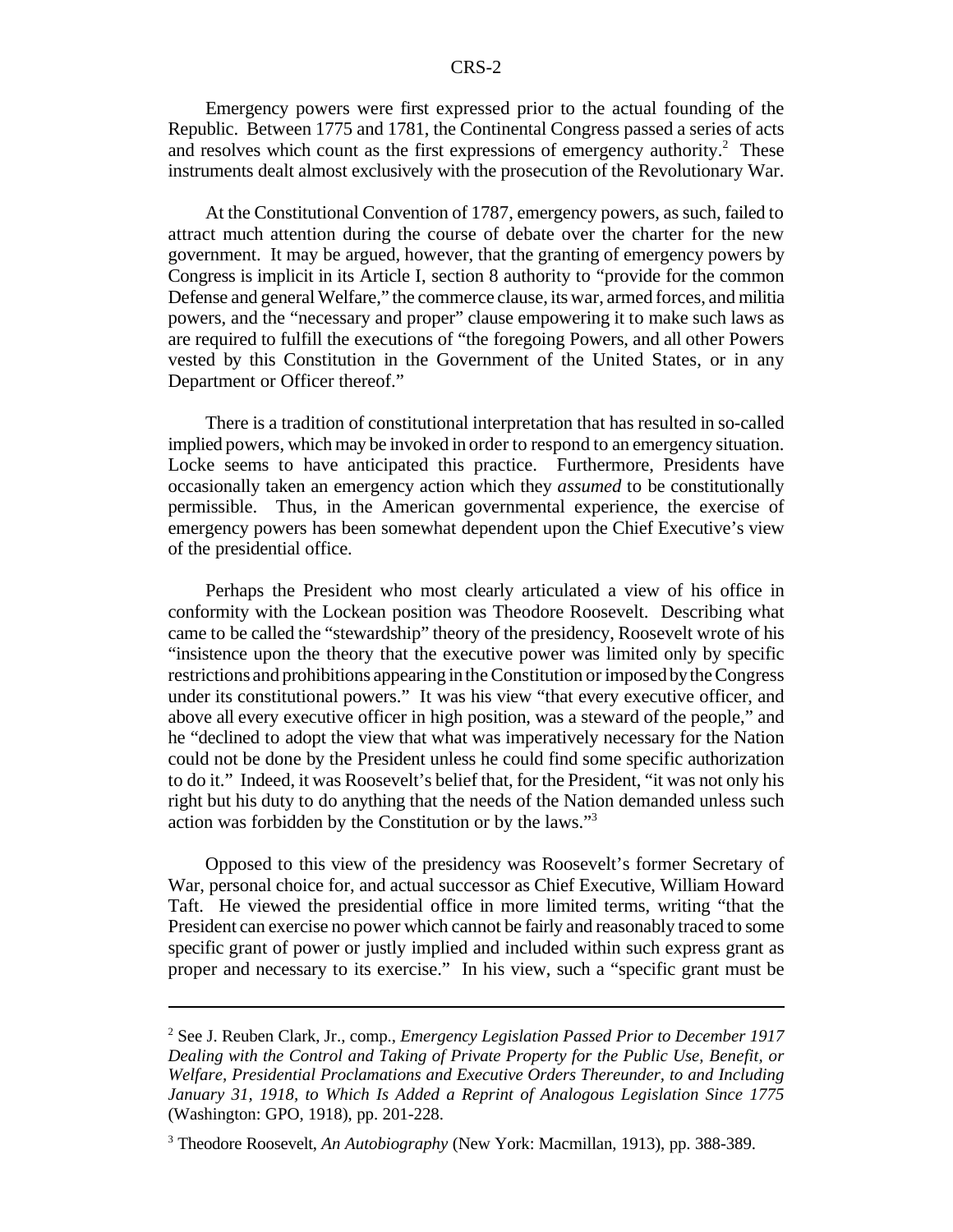Emergency powers were first expressed prior to the actual founding of the Republic. Between 1775 and 1781, the Continental Congress passed a series of acts and resolves which count as the first expressions of emergency authority.[2] These instruments dealt almost exclusively with the prosecution of the Revolutionary War.

At the Constitutional Convention of 1787, emergency powers, as such, failed to attract much attention during the course of debate over the charter for the new government. It may be argued, however, that the granting of emergency powers by Congress is implicit in its Article I, section 8 authority to "provide for the common Defense and general Welfare," the commerce clause, its war, armed forces, and militia powers, and the "necessary and proper" clause empowering it to make such laws as are required to fulfill the executions of "the foregoing Powers, and all other Powers vested by this Constitution in the Government of the United States, or in any Department or Officer thereof."

There is a tradition of constitutional interpretation that has resulted in so-called implied powers, which may be invoked in order to respond to an emergency situation. Locke seems to have anticipated this practice. Furthermore, Presidents have occasionally taken an emergency action which they *assumed* to be constitutionally permissible. Thus, in the American governmental experience, the exercise of emergency powers has been somewhat dependent upon the Chief Executive's view of the presidential office.

Perhaps the President who most clearly articulated a view of his office in conformity with the Lockean position was Theodore Roosevelt. Describing what came to be called the "stewardship" theory of the presidency, Roosevelt wrote of his "insistence upon the theory that the executive power was limited only by specific restrictions and prohibitions appearing in the Constitution or imposed by the Congress under its constitutional powers." It was his view "that every executive officer, and above all every executive officer in high position, was a steward of the people," and he "declined to adopt the view that what was imperatively necessary for the Nation could not be done by the President unless he could find some specific authorization to do it." Indeed, it was Roosevelt's belief that, for the President, "it was not only his right but his duty to do anything that the needs of the Nation demanded unless such action was forbidden by the Constitution or by the laws."[3]

Opposed to this view of the presidency was Roosevelt's former Secretary of War, personal choice for, and actual successor as Chief Executive, William Howard Taft. He viewed the presidential office in more limited terms, writing "that the President can exercise no power which cannot be fairly and reasonably traced to some specific grant of power or justly implied and included within such express grant as proper and necessary to its exercise." In his view, such a "specific grant must be

---

[2] See J. Reuben Clark, Jr., comp., *Emergency Legislation Passed Prior to December 1917 Dealing with the Control and Taking of Private Property for the Public Use, Benefit, or Welfare, Presidential Proclamations and Executive Orders Thereunder, to and Including January 31, 1918, to Which Is Added a Reprint of Analogous Legislation Since 1775* (Washington: GPO, 1918), pp. 201-228.

[3] Theodore Roosevelt, *An Autobiography* (New York: Macmillan, 1913), pp. 388-389.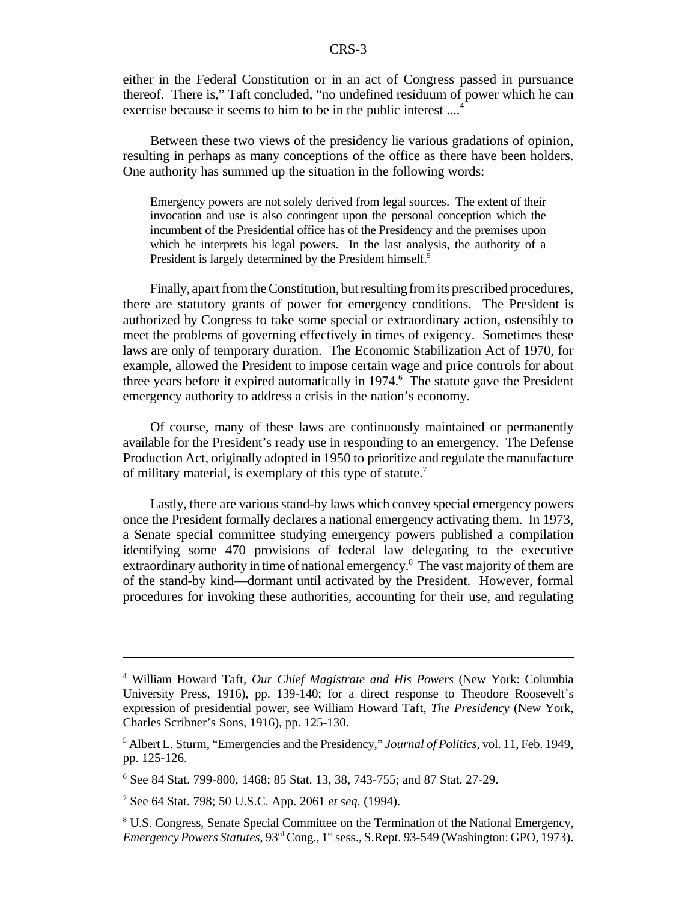either in the Federal Constitution or in an act of Congress passed in pursuance thereof. There is," Taft concluded, "no undefined residuum of power which he can exercise because it seems to him to be in the public interest ....[4]

Between these two views of the presidency lie various gradations of opinion, resulting in perhaps as many conceptions of the office as there have been holders. One authority has summed up the situation in the following words:

> Emergency powers are not solely derived from legal sources. The extent of their invocation and use is also contingent upon the personal conception which the incumbent of the Presidential office has of the Presidency and the premises upon which he interprets his legal powers. In the last analysis, the authority of a President is largely determined by the President himself.[5]

Finally, apart from the Constitution, but resulting from its prescribed procedures, there are statutory grants of power for emergency conditions. The President is authorized by Congress to take some special or extraordinary action, ostensibly to meet the problems of governing effectively in times of exigency. Sometimes these laws are only of temporary duration. The Economic Stabilization Act of 1970, for example, allowed the President to impose certain wage and price controls for about three years before it expired automatically in 1974.[6] The statute gave the President emergency authority to address a crisis in the nation's economy.

Of course, many of these laws are continuously maintained or permanently available for the President's ready use in responding to an emergency. The Defense Production Act, originally adopted in 1950 to prioritize and regulate the manufacture of military material, is exemplary of this type of statute.[7]

Lastly, there are various stand-by laws which convey special emergency powers once the President formally declares a national emergency activating them. In 1973, a Senate special committee studying emergency powers published a compilation identifying some 470 provisions of federal law delegating to the executive extraordinary authority in time of national emergency.[8] The vast majority of them are of the stand-by kind—dormant until activated by the President. However, formal procedures for invoking these authorities, accounting for their use, and regulating

---

[4] William Howard Taft, *Our Chief Magistrate and His Powers* (New York: Columbia University Press, 1916), pp. 139-140; for a direct response to Theodore Roosevelt's expression of presidential power, see William Howard Taft, *The Presidency* (New York, Charles Scribner's Sons, 1916), pp. 125-130.

[5] Albert L. Sturm, "Emergencies and the Presidency," *Journal of Politics*, vol. 11, Feb. 1949, pp. 125-126.

[6] See 84 Stat. 799-800, 1468; 85 Stat. 13, 38, 743-755; and 87 Stat. 27-29.

[7] See 64 Stat. 798; 50 U.S.C. App. 2061 *et seq.* (1994).

[8] U.S. Congress, Senate Special Committee on the Termination of the National Emergency, *Emergency Powers Statutes*, 93rd Cong., 1st sess., S.Rept. 93-549 (Washington: GPO, 1973).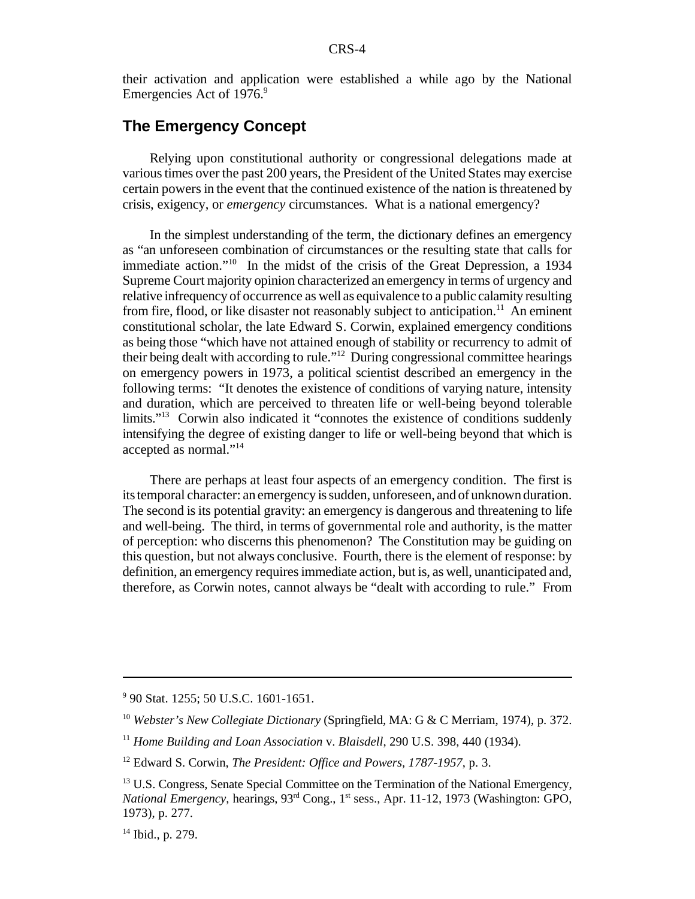their activation and application were established a while ago by the National Emergencies Act of 1976.[9]

## The Emergency Concept

Relying upon constitutional authority or congressional delegations made at various times over the past 200 years, the President of the United States may exercise certain powers in the event that the continued existence of the nation is threatened by crisis, exigency, or *emergency* circumstances. What is a national emergency?

In the simplest understanding of the term, the dictionary defines an emergency as "an unforeseen combination of circumstances or the resulting state that calls for immediate action."[10] In the midst of the crisis of the Great Depression, a 1934 Supreme Court majority opinion characterized an emergency in terms of urgency and relative infrequency of occurrence as well as equivalence to a public calamity resulting from fire, flood, or like disaster not reasonably subject to anticipation.[11] An eminent constitutional scholar, the late Edward S. Corwin, explained emergency conditions as being those "which have not attained enough of stability or recurrency to admit of their being dealt with according to rule."[12] During congressional committee hearings on emergency powers in 1973, a political scientist described an emergency in the following terms: "It denotes the existence of conditions of varying nature, intensity and duration, which are perceived to threaten life or well-being beyond tolerable limits."[13] Corwin also indicated it "connotes the existence of conditions suddenly intensifying the degree of existing danger to life or well-being beyond that which is accepted as normal."[14]

There are perhaps at least four aspects of an emergency condition. The first is its temporal character: an emergency is sudden, unforeseen, and of unknown duration. The second is its potential gravity: an emergency is dangerous and threatening to life and well-being. The third, in terms of governmental role and authority, is the matter of perception: who discerns this phenomenon? The Constitution may be guiding on this question, but not always conclusive. Fourth, there is the element of response: by definition, an emergency requires immediate action, but is, as well, unanticipated and, therefore, as Corwin notes, cannot always be "dealt with according to rule." From

---

[9] 90 Stat. 1255; 50 U.S.C. 1601-1651.

[10] *Webster's New Collegiate Dictionary* (Springfield, MA: G & C Merriam, 1974), p. 372.

[11] *Home Building and Loan Association* v. *Blaisdell*, 290 U.S. 398, 440 (1934).

[12] Edward S. Corwin, *The President: Office and Powers, 1787-1957*, p. 3.

[13] U.S. Congress, Senate Special Committee on the Termination of the National Emergency, *National Emergency*, hearings, 93rd Cong., 1st sess., Apr. 11-12, 1973 (Washington: GPO, 1973), p. 277.

[14] Ibid., p. 279.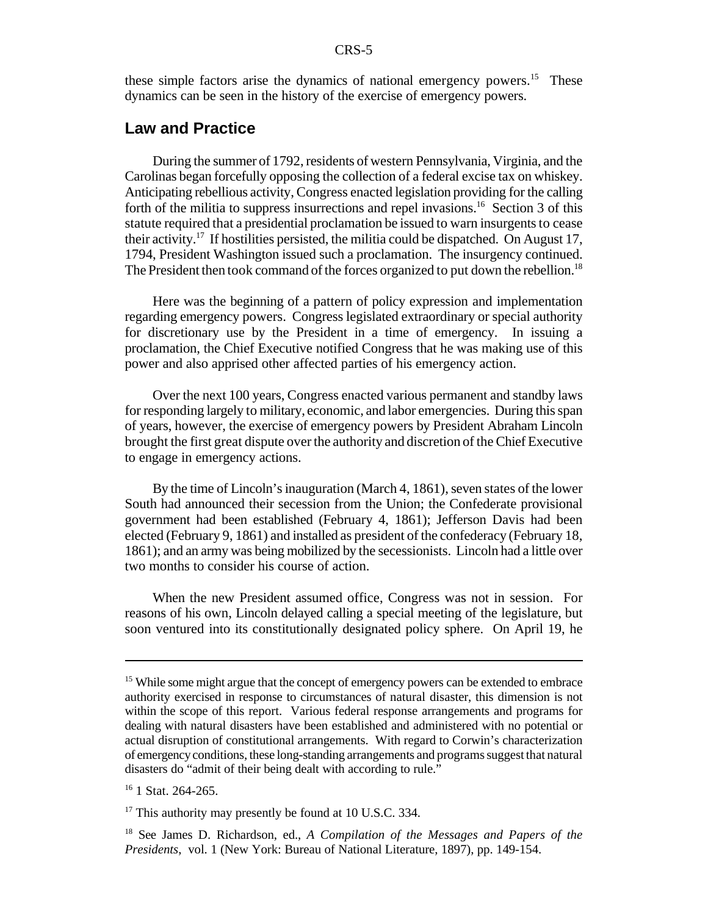these simple factors arise the dynamics of national emergency powers.[15] These dynamics can be seen in the history of the exercise of emergency powers.

## Law and Practice

During the summer of 1792, residents of western Pennsylvania, Virginia, and the Carolinas began forcefully opposing the collection of a federal excise tax on whiskey. Anticipating rebellious activity, Congress enacted legislation providing for the calling forth of the militia to suppress insurrections and repel invasions.[16] Section 3 of this statute required that a presidential proclamation be issued to warn insurgents to cease their activity.[17] If hostilities persisted, the militia could be dispatched. On August 17, 1794, President Washington issued such a proclamation. The insurgency continued. The President then took command of the forces organized to put down the rebellion.[18]

Here was the beginning of a pattern of policy expression and implementation regarding emergency powers. Congress legislated extraordinary or special authority for discretionary use by the President in a time of emergency. In issuing a proclamation, the Chief Executive notified Congress that he was making use of this power and also apprised other affected parties of his emergency action.

Over the next 100 years, Congress enacted various permanent and standby laws for responding largely to military, economic, and labor emergencies. During this span of years, however, the exercise of emergency powers by President Abraham Lincoln brought the first great dispute over the authority and discretion of the Chief Executive to engage in emergency actions.

By the time of Lincoln's inauguration (March 4, 1861), seven states of the lower South had announced their secession from the Union; the Confederate provisional government had been established (February 4, 1861); Jefferson Davis had been elected (February 9, 1861) and installed as president of the confederacy (February 18, 1861); and an army was being mobilized by the secessionists. Lincoln had a little over two months to consider his course of action.

When the new President assumed office, Congress was not in session. For reasons of his own, Lincoln delayed calling a special meeting of the legislature, but soon ventured into its constitutionally designated policy sphere. On April 19, he

---

[15] While some might argue that the concept of emergency powers can be extended to embrace authority exercised in response to circumstances of natural disaster, this dimension is not within the scope of this report. Various federal response arrangements and programs for dealing with natural disasters have been established and administered with no potential or actual disruption of constitutional arrangements. With regard to Corwin's characterization of emergency conditions, these long-standing arrangements and programs suggest that natural disasters do "admit of their being dealt with according to rule."

[16] 1 Stat. 264-265.

[17] This authority may presently be found at 10 U.S.C. 334.

[18] See James D. Richardson, ed., *A Compilation of the Messages and Papers of the Presidents*, vol. 1 (New York: Bureau of National Literature, 1897), pp. 149-154.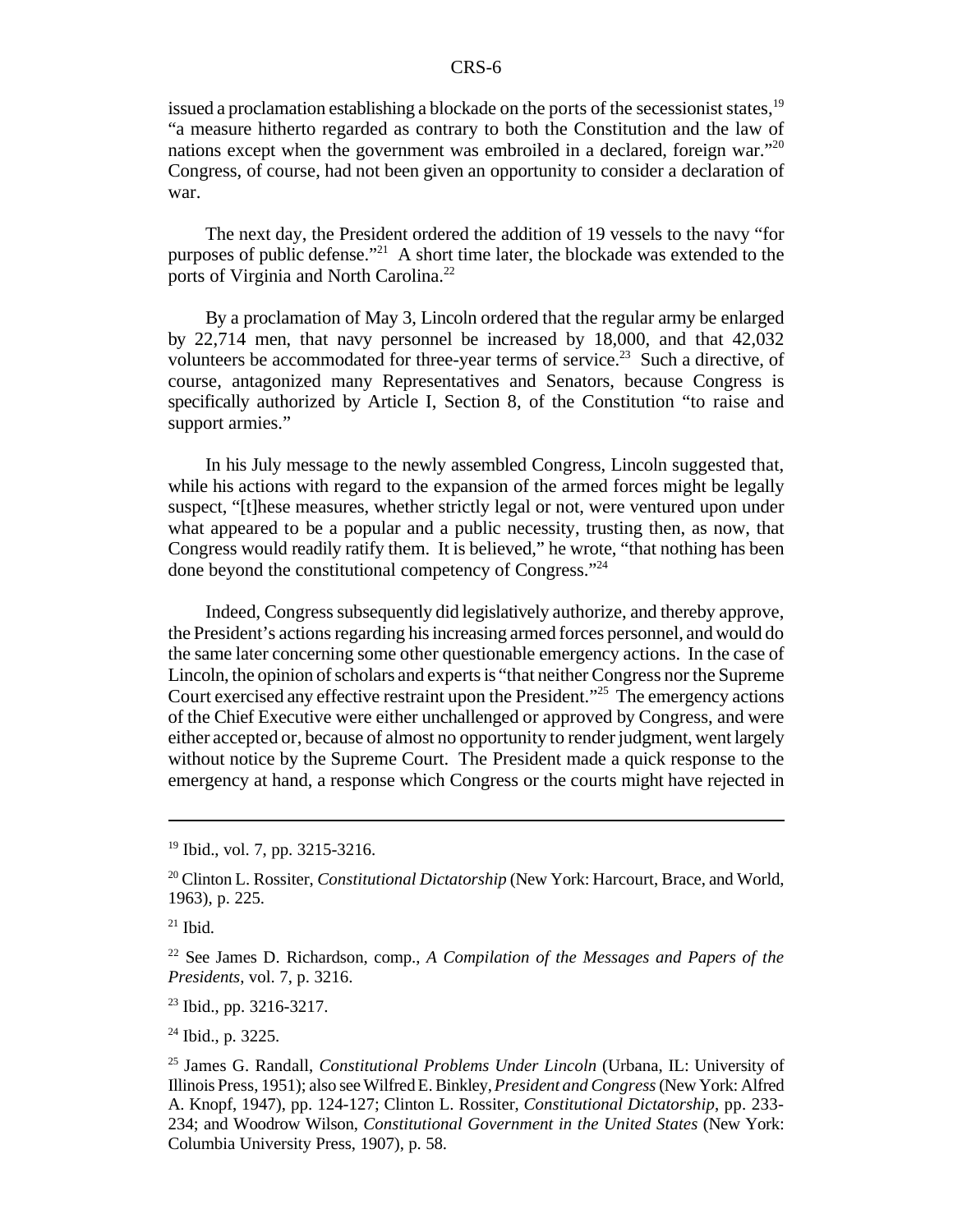issued a proclamation establishing a blockade on the ports of the secessionist states,[19] "a measure hitherto regarded as contrary to both the Constitution and the law of nations except when the government was embroiled in a declared, foreign war."[20] Congress, of course, had not been given an opportunity to consider a declaration of war.

The next day, the President ordered the addition of 19 vessels to the navy "for purposes of public defense."[21] A short time later, the blockade was extended to the ports of Virginia and North Carolina.[22]

By a proclamation of May 3, Lincoln ordered that the regular army be enlarged by 22,714 men, that navy personnel be increased by 18,000, and that 42,032 volunteers be accommodated for three-year terms of service.[23] Such a directive, of course, antagonized many Representatives and Senators, because Congress is specifically authorized by Article I, Section 8, of the Constitution "to raise and support armies."

In his July message to the newly assembled Congress, Lincoln suggested that, while his actions with regard to the expansion of the armed forces might be legally suspect, "[t]hese measures, whether strictly legal or not, were ventured upon under what appeared to be a popular and a public necessity, trusting then, as now, that Congress would readily ratify them. It is believed," he wrote, "that nothing has been done beyond the constitutional competency of Congress."[24]

Indeed, Congress subsequently did legislatively authorize, and thereby approve, the President's actions regarding his increasing armed forces personnel, and would do the same later concerning some other questionable emergency actions. In the case of Lincoln, the opinion of scholars and experts is "that neither Congress nor the Supreme Court exercised any effective restraint upon the President."[25] The emergency actions of the Chief Executive were either unchallenged or approved by Congress, and were either accepted or, because of almost no opportunity to render judgment, went largely without notice by the Supreme Court. The President made a quick response to the emergency at hand, a response which Congress or the courts might have rejected in

---

[19] Ibid., vol. 7, pp. 3215-3216.

[20] Clinton L. Rossiter, *Constitutional Dictatorship* (New York: Harcourt, Brace, and World, 1963), p. 225.

[21] Ibid.

[22] See James D. Richardson, comp., *A Compilation of the Messages and Papers of the Presidents*, vol. 7, p. 3216.

[23] Ibid., pp. 3216-3217.

[24] Ibid., p. 3225.

[25] James G. Randall, *Constitutional Problems Under Lincoln* (Urbana, IL: University of Illinois Press, 1951); also see Wilfred E. Binkley, *President and Congress* (New York: Alfred A. Knopf, 1947), pp. 124-127; Clinton L. Rossiter, *Constitutional Dictatorship*, pp. 233-234; and Woodrow Wilson, *Constitutional Government in the United States* (New York: Columbia University Press, 1907), p. 58.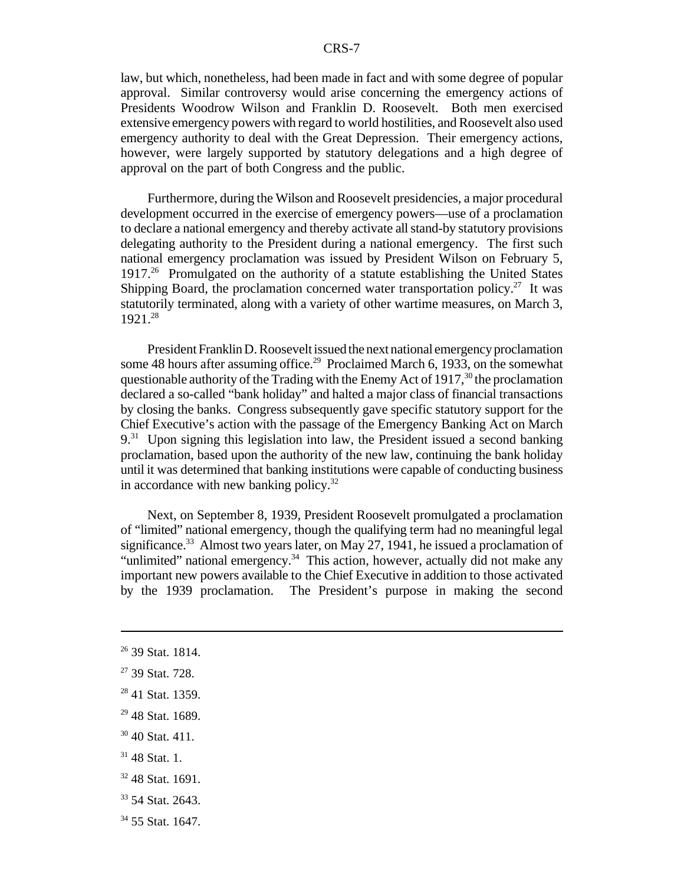law, but which, nonetheless, had been made in fact and with some degree of popular approval. Similar controversy would arise concerning the emergency actions of Presidents Woodrow Wilson and Franklin D. Roosevelt. Both men exercised extensive emergency powers with regard to world hostilities, and Roosevelt also used emergency authority to deal with the Great Depression. Their emergency actions, however, were largely supported by statutory delegations and a high degree of approval on the part of both Congress and the public.

Furthermore, during the Wilson and Roosevelt presidencies, a major procedural development occurred in the exercise of emergency powers—use of a proclamation to declare a national emergency and thereby activate all stand-by statutory provisions delegating authority to the President during a national emergency. The first such national emergency proclamation was issued by President Wilson on February 5, 1917.[26] Promulgated on the authority of a statute establishing the United States Shipping Board, the proclamation concerned water transportation policy.[27] It was statutorily terminated, along with a variety of other wartime measures, on March 3, 1921.[28]

President Franklin D. Roosevelt issued the next national emergency proclamation some 48 hours after assuming office.[29] Proclaimed March 6, 1933, on the somewhat questionable authority of the Trading with the Enemy Act of 1917,[30] the proclamation declared a so-called "bank holiday" and halted a major class of financial transactions by closing the banks. Congress subsequently gave specific statutory support for the Chief Executive's action with the passage of the Emergency Banking Act on March 9.[31] Upon signing this legislation into law, the President issued a second banking proclamation, based upon the authority of the new law, continuing the bank holiday until it was determined that banking institutions were capable of conducting business in accordance with new banking policy.[32]

Next, on September 8, 1939, President Roosevelt promulgated a proclamation of "limited" national emergency, though the qualifying term had no meaningful legal significance.[33] Almost two years later, on May 27, 1941, he issued a proclamation of "unlimited" national emergency.[34] This action, however, actually did not make any important new powers available to the Chief Executive in addition to those activated by the 1939 proclamation. The President's purpose in making the second

---

[26] 39 Stat. 1814.

[27] 39 Stat. 728.

[28] 41 Stat. 1359.

[29] 48 Stat. 1689.

[30] 40 Stat. 411.

[31] 48 Stat. 1.

[32] 48 Stat. 1691.

[33] 54 Stat. 2643.

[34] 55 Stat. 1647.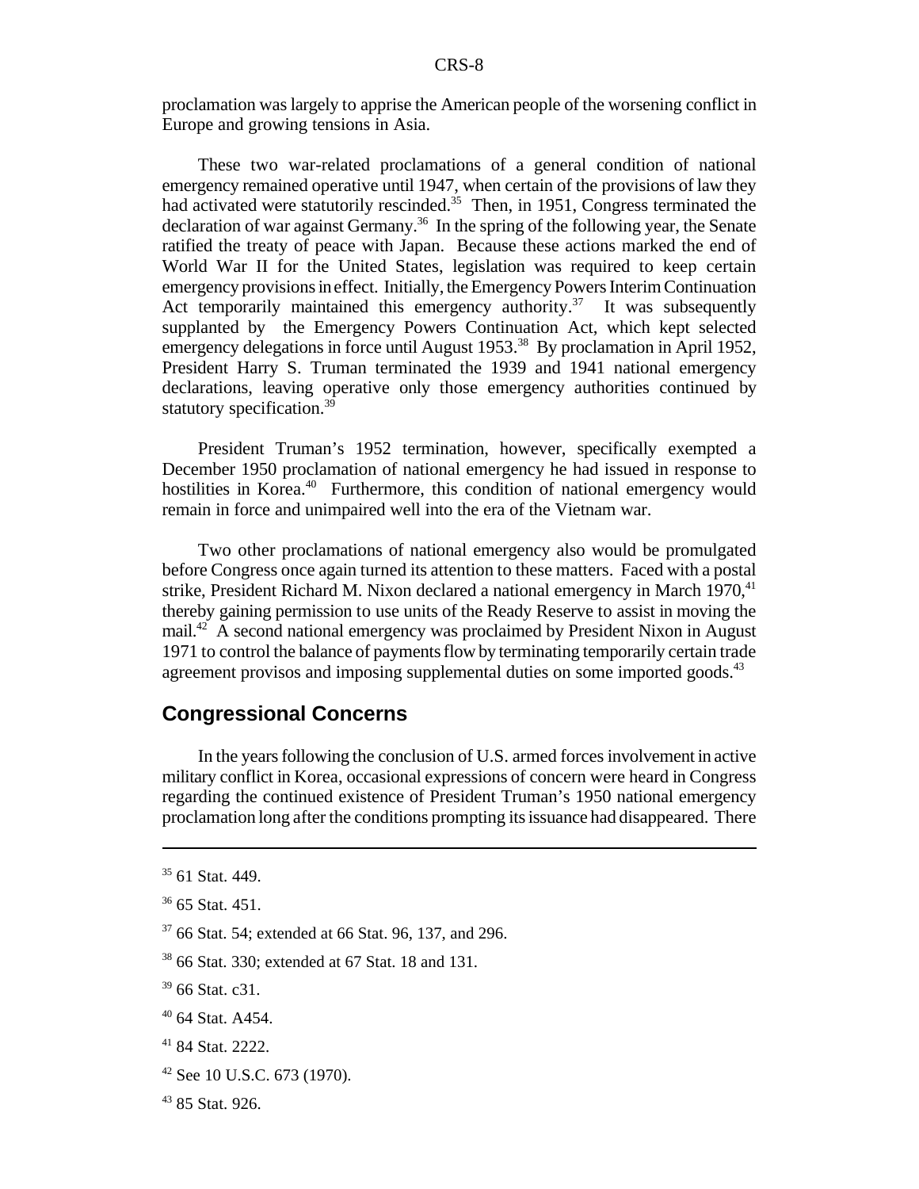proclamation was largely to apprise the American people of the worsening conflict in Europe and growing tensions in Asia.

These two war-related proclamations of a general condition of national emergency remained operative until 1947, when certain of the provisions of law they had activated were statutorily rescinded.[35] Then, in 1951, Congress terminated the declaration of war against Germany.[36] In the spring of the following year, the Senate ratified the treaty of peace with Japan. Because these actions marked the end of World War II for the United States, legislation was required to keep certain emergency provisions in effect. Initially, the Emergency Powers Interim Continuation Act temporarily maintained this emergency authority.[37] It was subsequently supplanted by the Emergency Powers Continuation Act, which kept selected emergency delegations in force until August 1953.[38] By proclamation in April 1952, President Harry S. Truman terminated the 1939 and 1941 national emergency declarations, leaving operative only those emergency authorities continued by statutory specification.[39]

President Truman's 1952 termination, however, specifically exempted a December 1950 proclamation of national emergency he had issued in response to hostilities in Korea.[40] Furthermore, this condition of national emergency would remain in force and unimpaired well into the era of the Vietnam war.

Two other proclamations of national emergency also would be promulgated before Congress once again turned its attention to these matters. Faced with a postal strike, President Richard M. Nixon declared a national emergency in March 1970,[41] thereby gaining permission to use units of the Ready Reserve to assist in moving the mail.[42] A second national emergency was proclaimed by President Nixon in August 1971 to control the balance of payments flow by terminating temporarily certain trade agreement provisos and imposing supplemental duties on some imported goods.[43]

## Congressional Concerns

In the years following the conclusion of U.S. armed forces involvement in active military conflict in Korea, occasional expressions of concern were heard in Congress regarding the continued existence of President Truman's 1950 national emergency proclamation long after the conditions prompting its issuance had disappeared. There

---

[35] 61 Stat. 449.

[36] 65 Stat. 451.

[37] 66 Stat. 54; extended at 66 Stat. 96, 137, and 296.

[38] 66 Stat. 330; extended at 67 Stat. 18 and 131.

[39] 66 Stat. c31.

[40] 64 Stat. A454.

[41] 84 Stat. 2222.

[42] See 10 U.S.C. 673 (1970).

[43] 85 Stat. 926.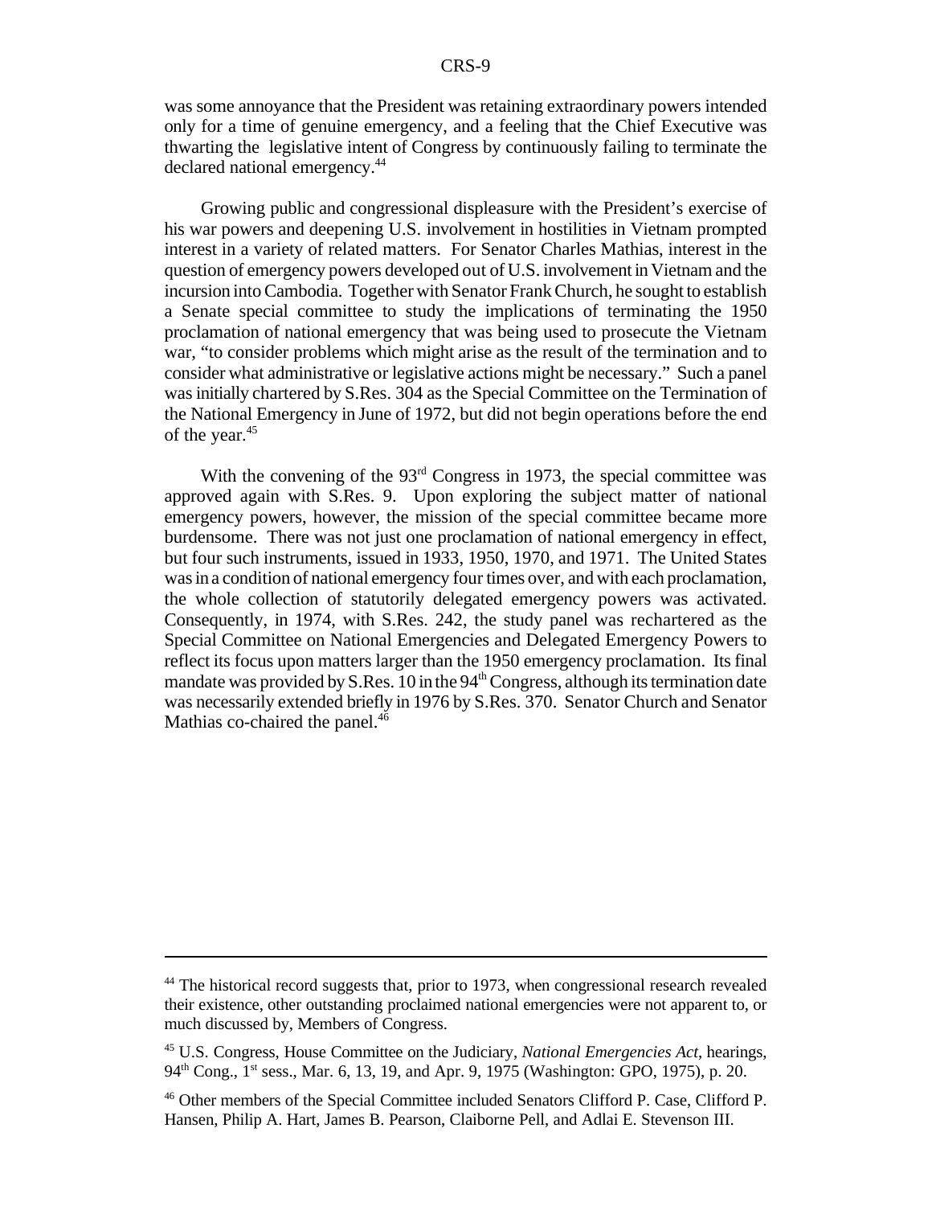was some annoyance that the President was retaining extraordinary powers intended only for a time of genuine emergency, and a feeling that the Chief Executive was thwarting the legislative intent of Congress by continuously failing to terminate the declared national emergency.[44]

Growing public and congressional displeasure with the President's exercise of his war powers and deepening U.S. involvement in hostilities in Vietnam prompted interest in a variety of related matters. For Senator Charles Mathias, interest in the question of emergency powers developed out of U.S. involvement in Vietnam and the incursion into Cambodia. Together with Senator Frank Church, he sought to establish a Senate special committee to study the implications of terminating the 1950 proclamation of national emergency that was being used to prosecute the Vietnam war, "to consider problems which might arise as the result of the termination and to consider what administrative or legislative actions might be necessary." Such a panel was initially chartered by S.Res. 304 as the Special Committee on the Termination of the National Emergency in June of 1972, but did not begin operations before the end of the year.[45]

With the convening of the 93rd Congress in 1973, the special committee was approved again with S.Res. 9. Upon exploring the subject matter of national emergency powers, however, the mission of the special committee became more burdensome. There was not just one proclamation of national emergency in effect, but four such instruments, issued in 1933, 1950, 1970, and 1971. The United States was in a condition of national emergency four times over, and with each proclamation, the whole collection of statutorily delegated emergency powers was activated. Consequently, in 1974, with S.Res. 242, the study panel was rechartered as the Special Committee on National Emergencies and Delegated Emergency Powers to reflect its focus upon matters larger than the 1950 emergency proclamation. Its final mandate was provided by S.Res. 10 in the 94th Congress, although its termination date was necessarily extended briefly in 1976 by S.Res. 370. Senator Church and Senator Mathias co-chaired the panel.[46]

---

[44] The historical record suggests that, prior to 1973, when congressional research revealed their existence, other outstanding proclaimed national emergencies were not apparent to, or much discussed by, Members of Congress.

[45] U.S. Congress, House Committee on the Judiciary, *National Emergencies Act*, hearings, 94th Cong., 1st sess., Mar. 6, 13, 19, and Apr. 9, 1975 (Washington: GPO, 1975), p. 20.

[46] Other members of the Special Committee included Senators Clifford P. Case, Clifford P. Hansen, Philip A. Hart, James B. Pearson, Claiborne Pell, and Adlai E. Stevenson III.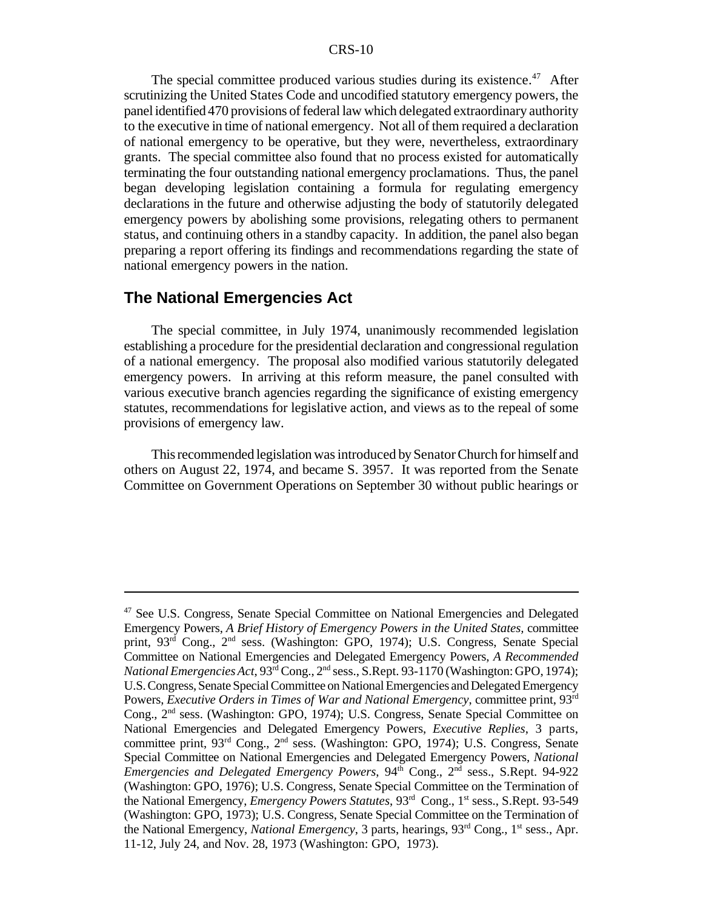The special committee produced various studies during its existence.[47] After scrutinizing the United States Code and uncodified statutory emergency powers, the panel identified 470 provisions of federal law which delegated extraordinary authority to the executive in time of national emergency. Not all of them required a declaration of national emergency to be operative, but they were, nevertheless, extraordinary grants. The special committee also found that no process existed for automatically terminating the four outstanding national emergency proclamations. Thus, the panel began developing legislation containing a formula for regulating emergency declarations in the future and otherwise adjusting the body of statutorily delegated emergency powers by abolishing some provisions, relegating others to permanent status, and continuing others in a standby capacity. In addition, the panel also began preparing a report offering its findings and recommendations regarding the state of national emergency powers in the nation.

## The National Emergencies Act

The special committee, in July 1974, unanimously recommended legislation establishing a procedure for the presidential declaration and congressional regulation of a national emergency. The proposal also modified various statutorily delegated emergency powers. In arriving at this reform measure, the panel consulted with various executive branch agencies regarding the significance of existing emergency statutes, recommendations for legislative action, and views as to the repeal of some provisions of emergency law.

This recommended legislation was introduced by Senator Church for himself and others on August 22, 1974, and became S. 3957. It was reported from the Senate Committee on Government Operations on September 30 without public hearings or

---

[47] See U.S. Congress, Senate Special Committee on National Emergencies and Delegated Emergency Powers, *A Brief History of Emergency Powers in the United States,* committee print, 93rd Cong., 2nd sess. (Washington: GPO, 1974); U.S. Congress, Senate Special Committee on National Emergencies and Delegated Emergency Powers, *A Recommended National Emergencies Act*, 93rd Cong., 2nd sess., S.Rept. 93-1170 (Washington: GPO, 1974); U.S. Congress, Senate Special Committee on National Emergencies and Delegated Emergency Powers, *Executive Orders in Times of War and National Emergency*, committee print, 93rd Cong., 2nd sess. (Washington: GPO, 1974); U.S. Congress, Senate Special Committee on National Emergencies and Delegated Emergency Powers, *Executive Replies*, 3 parts, committee print, 93rd Cong., 2nd sess. (Washington: GPO, 1974); U.S. Congress, Senate Special Committee on National Emergencies and Delegated Emergency Powers, *National Emergencies and Delegated Emergency Powers*, 94th Cong., 2nd sess., S.Rept. 94-922 (Washington: GPO, 1976); U.S. Congress, Senate Special Committee on the Termination of the National Emergency, *Emergency Powers Statutes*, 93rd Cong., 1st sess., S.Rept. 93-549 (Washington: GPO, 1973); U.S. Congress, Senate Special Committee on the Termination of the National Emergency, *National Emergency*, 3 parts, hearings, 93rd Cong., 1st sess., Apr. 11-12, July 24, and Nov. 28, 1973 (Washington: GPO, 1973).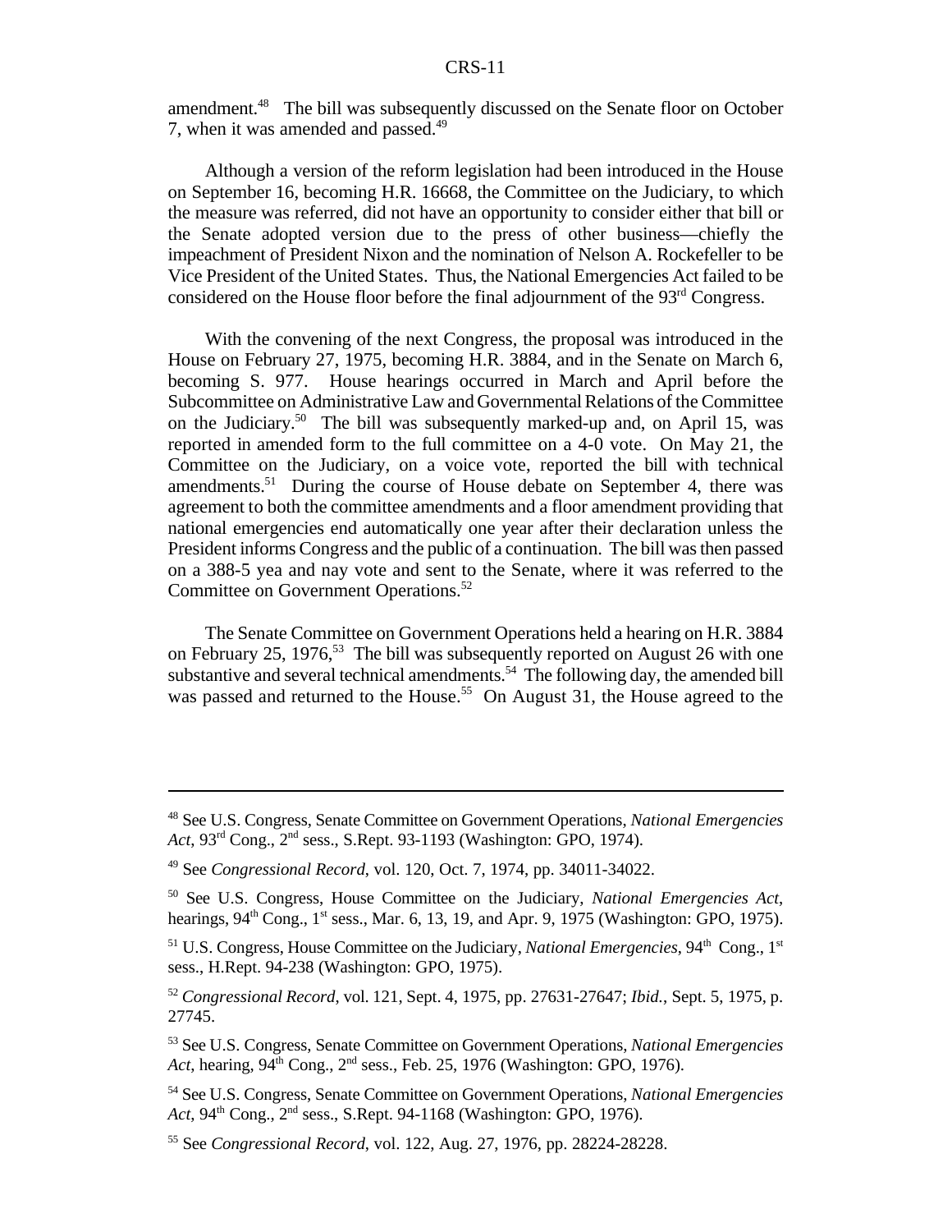amendment.[48] The bill was subsequently discussed on the Senate floor on October 7, when it was amended and passed.[49]

Although a version of the reform legislation had been introduced in the House on September 16, becoming H.R. 16668, the Committee on the Judiciary, to which the measure was referred, did not have an opportunity to consider either that bill or the Senate adopted version due to the press of other business—chiefly the impeachment of President Nixon and the nomination of Nelson A. Rockefeller to be Vice President of the United States. Thus, the National Emergencies Act failed to be considered on the House floor before the final adjournment of the 93rd Congress.

With the convening of the next Congress, the proposal was introduced in the House on February 27, 1975, becoming H.R. 3884, and in the Senate on March 6, becoming S. 977. House hearings occurred in March and April before the Subcommittee on Administrative Law and Governmental Relations of the Committee on the Judiciary.[50] The bill was subsequently marked-up and, on April 15, was reported in amended form to the full committee on a 4-0 vote. On May 21, the Committee on the Judiciary, on a voice vote, reported the bill with technical amendments.[51] During the course of House debate on September 4, there was agreement to both the committee amendments and a floor amendment providing that national emergencies end automatically one year after their declaration unless the President informs Congress and the public of a continuation. The bill was then passed on a 388-5 yea and nay vote and sent to the Senate, where it was referred to the Committee on Government Operations.[52]

The Senate Committee on Government Operations held a hearing on H.R. 3884 on February 25, 1976,[53] The bill was subsequently reported on August 26 with one substantive and several technical amendments.[54] The following day, the amended bill was passed and returned to the House.[55] On August 31, the House agreed to the

---

[48] See U.S. Congress, Senate Committee on Government Operations, *National Emergencies Act*, 93rd Cong., 2nd sess., S.Rept. 93-1193 (Washington: GPO, 1974).

[49] See *Congressional Record*, vol. 120, Oct. 7, 1974, pp. 34011-34022.

[50] See U.S. Congress, House Committee on the Judiciary, *National Emergencies Act*, hearings, 94th Cong., 1st sess., Mar. 6, 13, 19, and Apr. 9, 1975 (Washington: GPO, 1975).

[51] U.S. Congress, House Committee on the Judiciary, *National Emergencies*, 94th Cong., 1st sess., H.Rept. 94-238 (Washington: GPO, 1975).

[52] *Congressional Record*, vol. 121, Sept. 4, 1975, pp. 27631-27647; *Ibid.*, Sept. 5, 1975, p. 27745.

[53] See U.S. Congress, Senate Committee on Government Operations, *National Emergencies Act*, hearing, 94th Cong., 2nd sess., Feb. 25, 1976 (Washington: GPO, 1976).

[54] See U.S. Congress, Senate Committee on Government Operations, *National Emergencies Act*, 94th Cong., 2nd sess., S.Rept. 94-1168 (Washington: GPO, 1976).

[55] See *Congressional Record*, vol. 122, Aug. 27, 1976, pp. 28224-28228.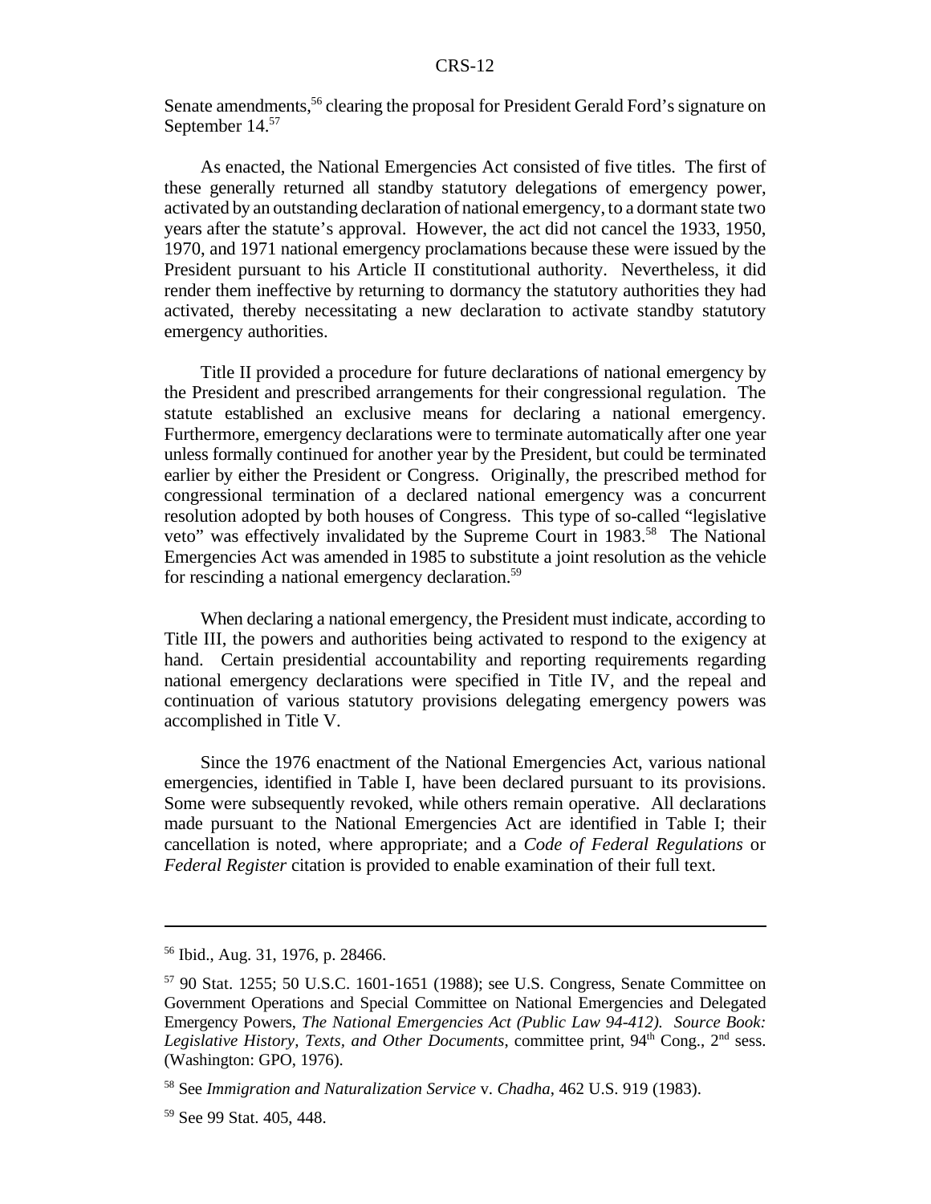Senate amendments,[56] clearing the proposal for President Gerald Ford's signature on September 14.[57]

As enacted, the National Emergencies Act consisted of five titles. The first of these generally returned all standby statutory delegations of emergency power, activated by an outstanding declaration of national emergency, to a dormant state two years after the statute's approval. However, the act did not cancel the 1933, 1950, 1970, and 1971 national emergency proclamations because these were issued by the President pursuant to his Article II constitutional authority. Nevertheless, it did render them ineffective by returning to dormancy the statutory authorities they had activated, thereby necessitating a new declaration to activate standby statutory emergency authorities.

Title II provided a procedure for future declarations of national emergency by the President and prescribed arrangements for their congressional regulation. The statute established an exclusive means for declaring a national emergency. Furthermore, emergency declarations were to terminate automatically after one year unless formally continued for another year by the President, but could be terminated earlier by either the President or Congress. Originally, the prescribed method for congressional termination of a declared national emergency was a concurrent resolution adopted by both houses of Congress. This type of so-called "legislative veto" was effectively invalidated by the Supreme Court in 1983.[58] The National Emergencies Act was amended in 1985 to substitute a joint resolution as the vehicle for rescinding a national emergency declaration.[59]

When declaring a national emergency, the President must indicate, according to Title III, the powers and authorities being activated to respond to the exigency at hand. Certain presidential accountability and reporting requirements regarding national emergency declarations were specified in Title IV, and the repeal and continuation of various statutory provisions delegating emergency powers was accomplished in Title V.

Since the 1976 enactment of the National Emergencies Act, various national emergencies, identified in Table I, have been declared pursuant to its provisions. Some were subsequently revoked, while others remain operative. All declarations made pursuant to the National Emergencies Act are identified in Table I; their cancellation is noted, where appropriate; and a *Code of Federal Regulations* or *Federal Register* citation is provided to enable examination of their full text.

---

[56] Ibid., Aug. 31, 1976, p. 28466.

[57] 90 Stat. 1255; 50 U.S.C. 1601-1651 (1988); see U.S. Congress, Senate Committee on Government Operations and Special Committee on National Emergencies and Delegated Emergency Powers, *The National Emergencies Act (Public Law 94-412). Source Book: Legislative History, Texts, and Other Documents*, committee print, 94th Cong., 2nd sess. (Washington: GPO, 1976).

[58] See *Immigration and Naturalization Service* v. *Chadha*, 462 U.S. 919 (1983).

[59] See 99 Stat. 405, 448.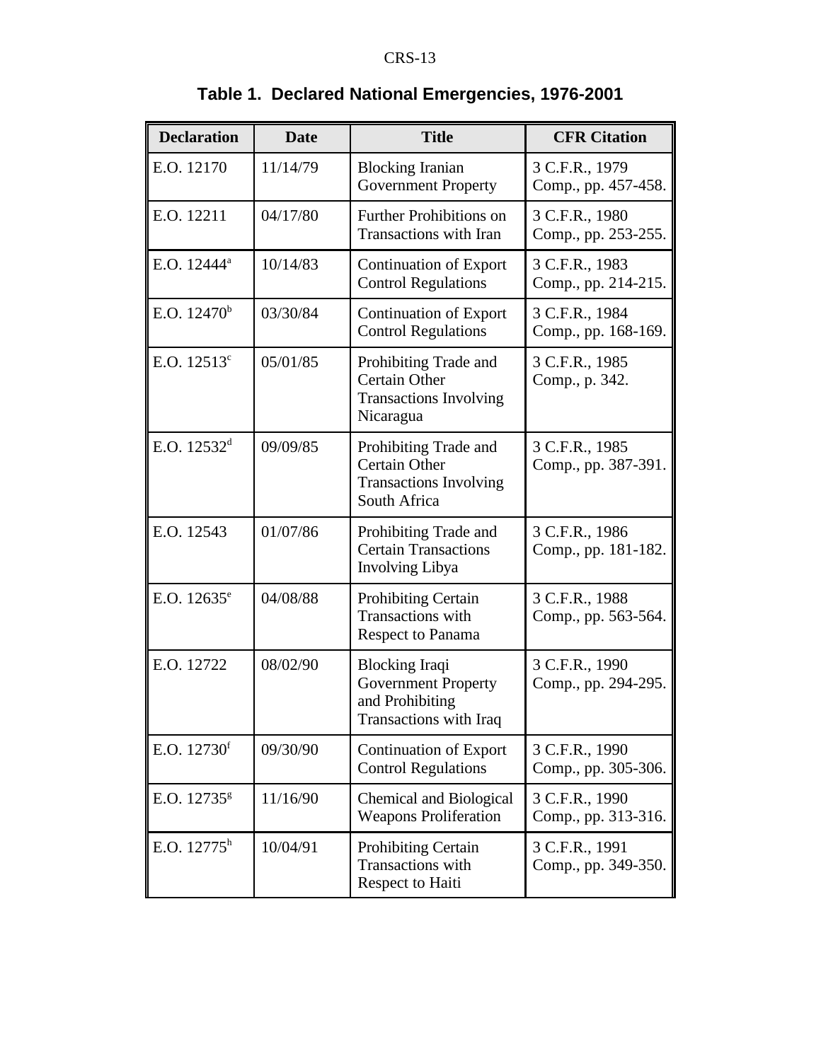**Table 1. Declared National Emergencies, 1976-2001**

| Declaration | Date | Title | CFR Citation |
|---|---|---|---|
| E.O. 12170 | 11/14/79 | Blocking Iranian Government Property | 3 C.F.R., 1979 Comp., pp. 457-458. |
| E.O. 12211 | 04/17/80 | Further Prohibitions on Transactions with Iran | 3 C.F.R., 1980 Comp., pp. 253-255. |
| E.O. 12444[a] | 10/14/83 | Continuation of Export Control Regulations | 3 C.F.R., 1983 Comp., pp. 214-215. |
| E.O. 12470[b] | 03/30/84 | Continuation of Export Control Regulations | 3 C.F.R., 1984 Comp., pp. 168-169. |
| E.O. 12513[c] | 05/01/85 | Prohibiting Trade and Certain Other Transactions Involving Nicaragua | 3 C.F.R., 1985 Comp., p. 342. |
| E.O. 12532[d] | 09/09/85 | Prohibiting Trade and Certain Other Transactions Involving South Africa | 3 C.F.R., 1985 Comp., pp. 387-391. |
| E.O. 12543 | 01/07/86 | Prohibiting Trade and Certain Transactions Involving Libya | 3 C.F.R., 1986 Comp., pp. 181-182. |
| E.O. 12635[e] | 04/08/88 | Prohibiting Certain Transactions with Respect to Panama | 3 C.F.R., 1988 Comp., pp. 563-564. |
| E.O. 12722 | 08/02/90 | Blocking Iraqi Government Property and Prohibiting Transactions with Iraq | 3 C.F.R., 1990 Comp., pp. 294-295. |
| E.O. 12730[f] | 09/30/90 | Continuation of Export Control Regulations | 3 C.F.R., 1990 Comp., pp. 305-306. |
| E.O. 12735[g] | 11/16/90 | Chemical and Biological Weapons Proliferation | 3 C.F.R., 1990 Comp., pp. 313-316. |
| E.O. 12775[h] | 10/04/91 | Prohibiting Certain Transactions with Respect to Haiti | 3 C.F.R., 1991 Comp., pp. 349-350. |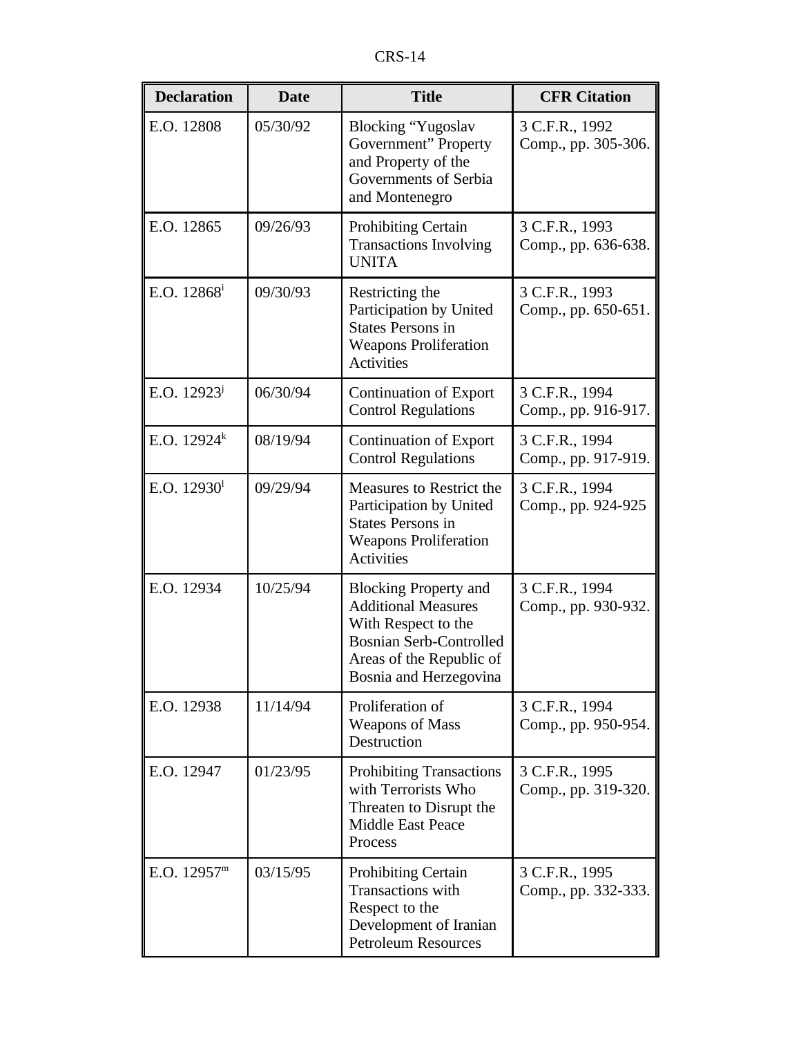| Declaration | Date | Title | CFR Citation |
|---|---|---|---|
| E.O. 12808 | 05/30/92 | Blocking "Yugoslav Government" Property and Property of the Governments of Serbia and Montenegro | 3 C.F.R., 1992 Comp., pp. 305-306. |
| E.O. 12865 | 09/26/93 | Prohibiting Certain Transactions Involving UNITA | 3 C.F.R., 1993 Comp., pp. 636-638. |
| E.O. 12868[i] | 09/30/93 | Restricting the Participation by United States Persons in Weapons Proliferation Activities | 3 C.F.R., 1993 Comp., pp. 650-651. |
| E.O. 12923[j] | 06/30/94 | Continuation of Export Control Regulations | 3 C.F.R., 1994 Comp., pp. 916-917. |
| E.O. 12924[k] | 08/19/94 | Continuation of Export Control Regulations | 3 C.F.R., 1994 Comp., pp. 917-919. |
| E.O. 12930[l] | 09/29/94 | Measures to Restrict the Participation by United States Persons in Weapons Proliferation Activities | 3 C.F.R., 1994 Comp., pp. 924-925 |
| E.O. 12934 | 10/25/94 | Blocking Property and Additional Measures With Respect to the Bosnian Serb-Controlled Areas of the Republic of Bosnia and Herzegovina | 3 C.F.R., 1994 Comp., pp. 930-932. |
| E.O. 12938 | 11/14/94 | Proliferation of Weapons of Mass Destruction | 3 C.F.R., 1994 Comp., pp. 950-954. |
| E.O. 12947 | 01/23/95 | Prohibiting Transactions with Terrorists Who Threaten to Disrupt the Middle East Peace Process | 3 C.F.R., 1995 Comp., pp. 319-320. |
| E.O. 12957[m] | 03/15/95 | Prohibiting Certain Transactions with Respect to the Development of Iranian Petroleum Resources | 3 C.F.R., 1995 Comp., pp. 332-333. |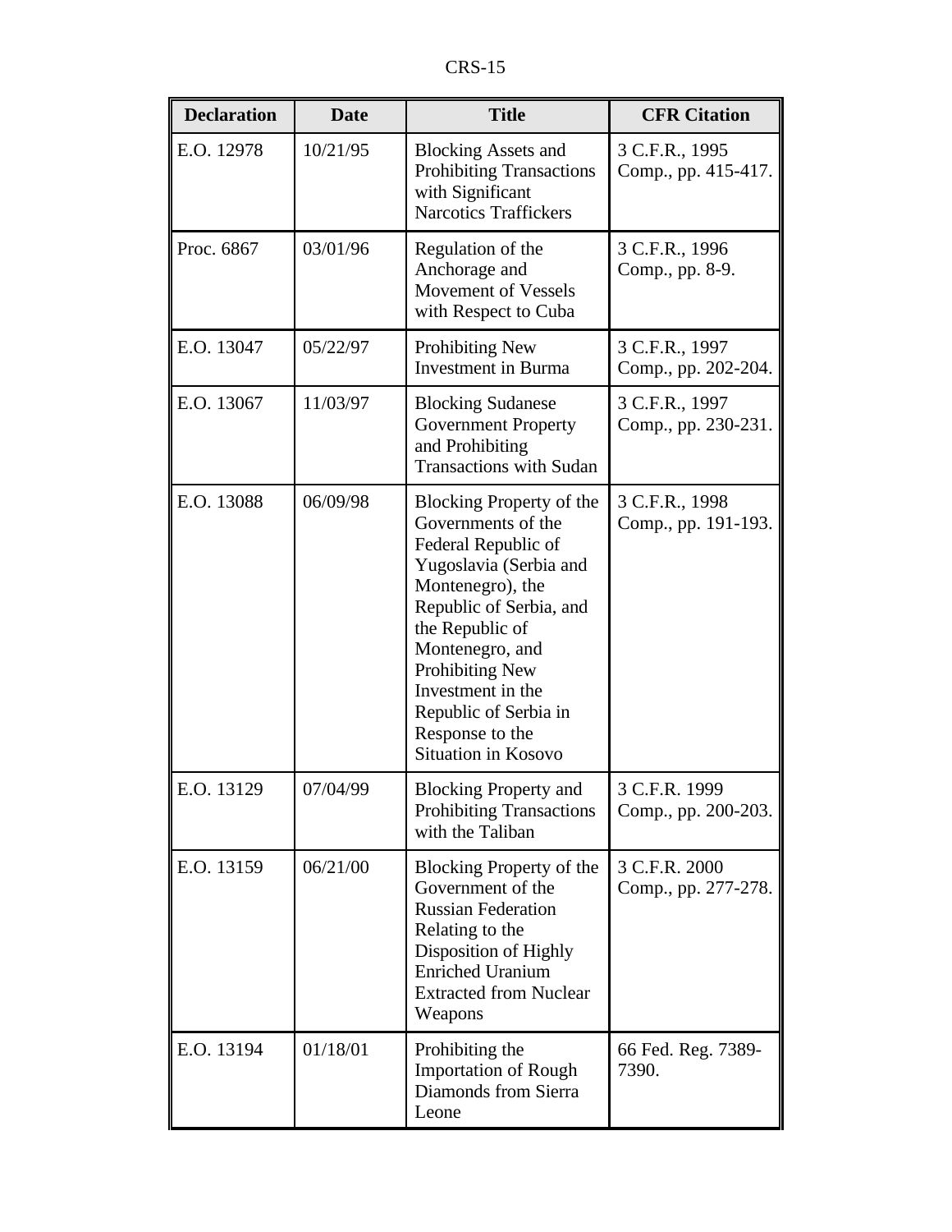| Declaration | Date | Title | CFR Citation |
|---|---|---|---|
| E.O. 12978 | 10/21/95 | Blocking Assets and Prohibiting Transactions with Significant Narcotics Traffickers | 3 C.F.R., 1995 Comp., pp. 415-417. |
| Proc. 6867 | 03/01/96 | Regulation of the Anchorage and Movement of Vessels with Respect to Cuba | 3 C.F.R., 1996 Comp., pp. 8-9. |
| E.O. 13047 | 05/22/97 | Prohibiting New Investment in Burma | 3 C.F.R., 1997 Comp., pp. 202-204. |
| E.O. 13067 | 11/03/97 | Blocking Sudanese Government Property and Prohibiting Transactions with Sudan | 3 C.F.R., 1997 Comp., pp. 230-231. |
| E.O. 13088 | 06/09/98 | Blocking Property of the Governments of the Federal Republic of Yugoslavia (Serbia and Montenegro), the Republic of Serbia, and the Republic of Montenegro, and Prohibiting New Investment in the Republic of Serbia in Response to the Situation in Kosovo | 3 C.F.R., 1998 Comp., pp. 191-193. |
| E.O. 13129 | 07/04/99 | Blocking Property and Prohibiting Transactions with the Taliban | 3 C.F.R. 1999 Comp., pp. 200-203. |
| E.O. 13159 | 06/21/00 | Blocking Property of the Government of the Russian Federation Relating to the Disposition of Highly Enriched Uranium Extracted from Nuclear Weapons | 3 C.F.R. 2000 Comp., pp. 277-278. |
| E.O. 13194 | 01/18/01 | Prohibiting the Importation of Rough Diamonds from Sierra Leone | 66 Fed. Reg. 7389-7390. |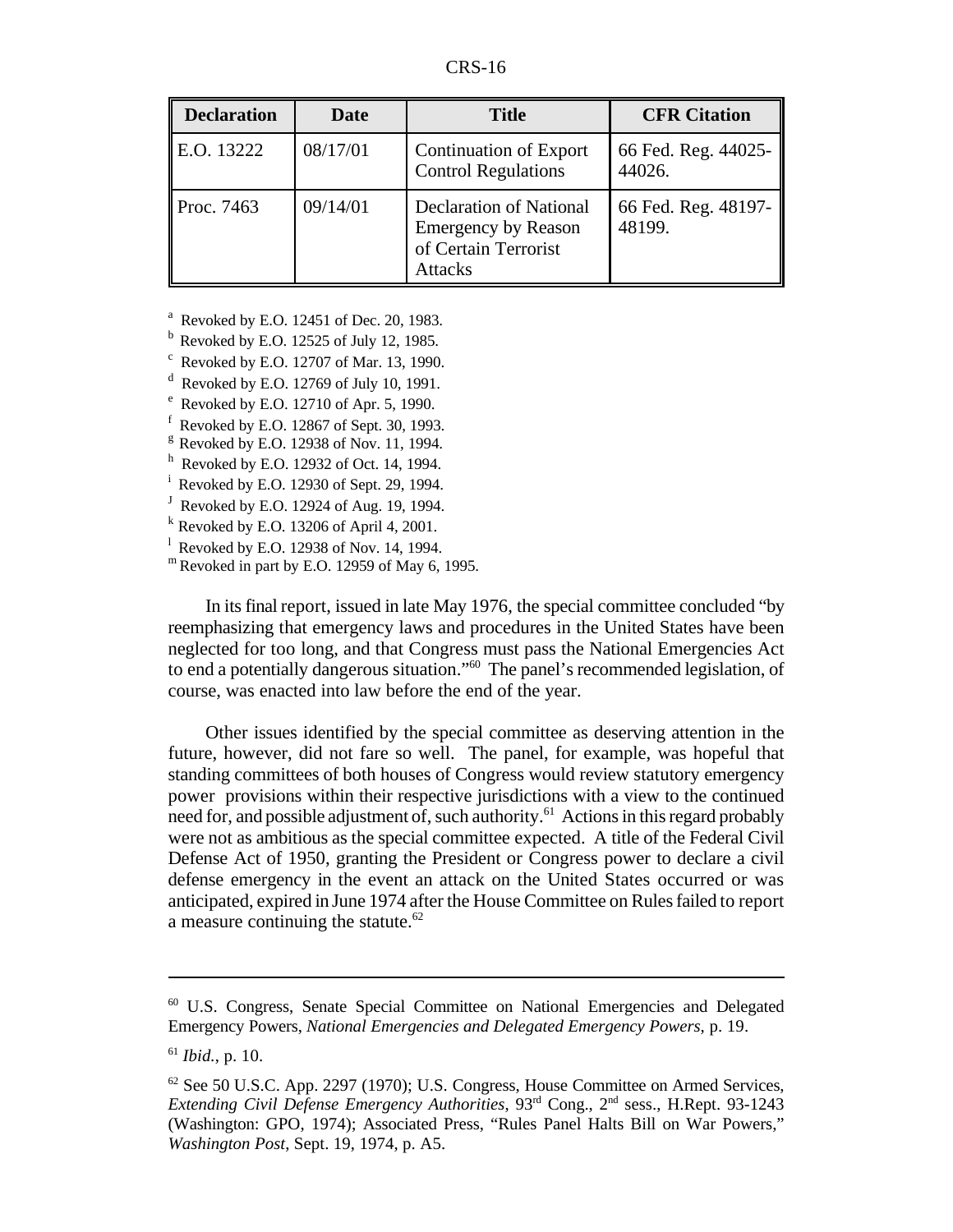| Declaration | Date | Title | CFR Citation |
|---|---|---|---|
| E.O. 13222 | 08/17/01 | Continuation of Export Control Regulations | 66 Fed. Reg. 44025-44026. |
| Proc. 7463 | 09/14/01 | Declaration of National Emergency by Reason of Certain Terrorist Attacks | 66 Fed. Reg. 48197-48199. |

[a] Revoked by E.O. 12451 of Dec. 20, 1983.
[b] Revoked by E.O. 12525 of July 12, 1985.
[c] Revoked by E.O. 12707 of Mar. 13, 1990.
[d] Revoked by E.O. 12769 of July 10, 1991.
[e] Revoked by E.O. 12710 of Apr. 5, 1990.
[f] Revoked by E.O. 12867 of Sept. 30, 1993.
[g] Revoked by E.O. 12938 of Nov. 11, 1994.
[h] Revoked by E.O. 12932 of Oct. 14, 1994.
[i] Revoked by E.O. 12930 of Sept. 29, 1994.
[J] Revoked by E.O. 12924 of Aug. 19, 1994.
[k] Revoked by E.O. 13206 of April 4, 2001.
[l] Revoked by E.O. 12938 of Nov. 14, 1994.
[m] Revoked in part by E.O. 12959 of May 6, 1995.

In its final report, issued in late May 1976, the special committee concluded "by reemphasizing that emergency laws and procedures in the United States have been neglected for too long, and that Congress must pass the National Emergencies Act to end a potentially dangerous situation."[60] The panel's recommended legislation, of course, was enacted into law before the end of the year.

Other issues identified by the special committee as deserving attention in the future, however, did not fare so well. The panel, for example, was hopeful that standing committees of both houses of Congress would review statutory emergency power provisions within their respective jurisdictions with a view to the continued need for, and possible adjustment of, such authority.[61] Actions in this regard probably were not as ambitious as the special committee expected. A title of the Federal Civil Defense Act of 1950, granting the President or Congress power to declare a civil defense emergency in the event an attack on the United States occurred or was anticipated, expired in June 1974 after the House Committee on Rules failed to report a measure continuing the statute.[62]

---

[60] U.S. Congress, Senate Special Committee on National Emergencies and Delegated Emergency Powers, *National Emergencies and Delegated Emergency Powers*, p. 19.

[61] *Ibid.*, p. 10.

[62] See 50 U.S.C. App. 2297 (1970); U.S. Congress, House Committee on Armed Services, *Extending Civil Defense Emergency Authorities*, 93rd Cong., 2nd sess., H.Rept. 93-1243 (Washington: GPO, 1974); Associated Press, "Rules Panel Halts Bill on War Powers," *Washington Post*, Sept. 19, 1974, p. A5.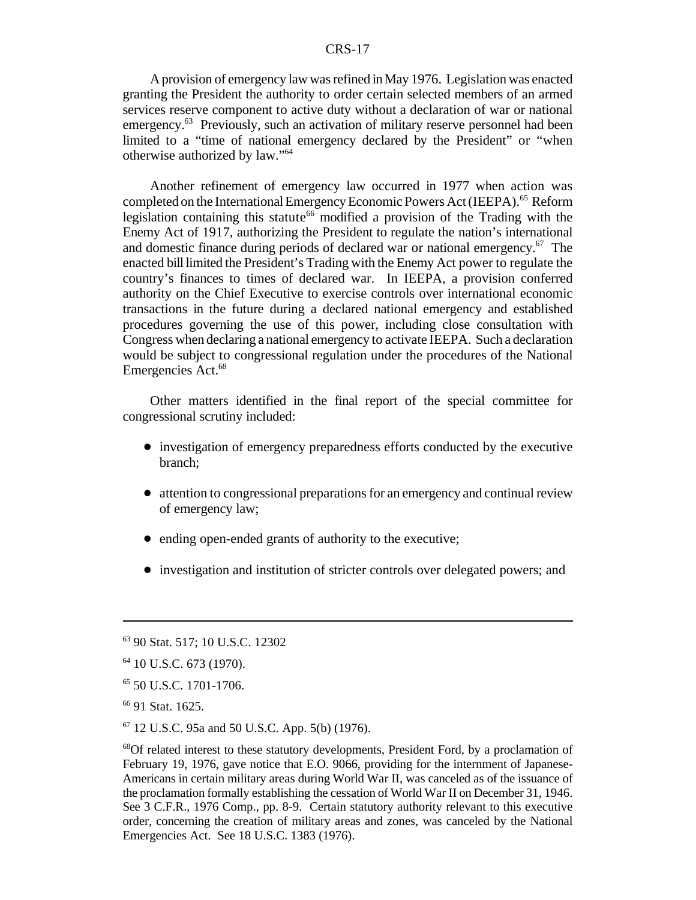A provision of emergency law was refined in May 1976. Legislation was enacted granting the President the authority to order certain selected members of an armed services reserve component to active duty without a declaration of war or national emergency.[63] Previously, such an activation of military reserve personnel had been limited to a "time of national emergency declared by the President" or "when otherwise authorized by law."[64]

Another refinement of emergency law occurred in 1977 when action was completed on the International Emergency Economic Powers Act (IEEPA).[65] Reform legislation containing this statute[66] modified a provision of the Trading with the Enemy Act of 1917, authorizing the President to regulate the nation's international and domestic finance during periods of declared war or national emergency.[67] The enacted bill limited the President's Trading with the Enemy Act power to regulate the country's finances to times of declared war. In IEEPA, a provision conferred authority on the Chief Executive to exercise controls over international economic transactions in the future during a declared national emergency and established procedures governing the use of this power, including close consultation with Congress when declaring a national emergency to activate IEEPA. Such a declaration would be subject to congressional regulation under the procedures of the National Emergencies Act.[68]

Other matters identified in the final report of the special committee for congressional scrutiny included:

- investigation of emergency preparedness efforts conducted by the executive branch;
- attention to congressional preparations for an emergency and continual review of emergency law;
- ending open-ended grants of authority to the executive;
- investigation and institution of stricter controls over delegated powers; and

---

[63] 90 Stat. 517; 10 U.S.C. 12302

[64] 10 U.S.C. 673 (1970).

[65] 50 U.S.C. 1701-1706.

[66] 91 Stat. 1625.

[67] 12 U.S.C. 95a and 50 U.S.C. App. 5(b) (1976).

[68] Of related interest to these statutory developments, President Ford, by a proclamation of February 19, 1976, gave notice that E.O. 9066, providing for the internment of Japanese-Americans in certain military areas during World War II, was canceled as of the issuance of the proclamation formally establishing the cessation of World War II on December 31, 1946. See 3 C.F.R., 1976 Comp., pp. 8-9. Certain statutory authority relevant to this executive order, concerning the creation of military areas and zones, was canceled by the National Emergencies Act. See 18 U.S.C. 1383 (1976).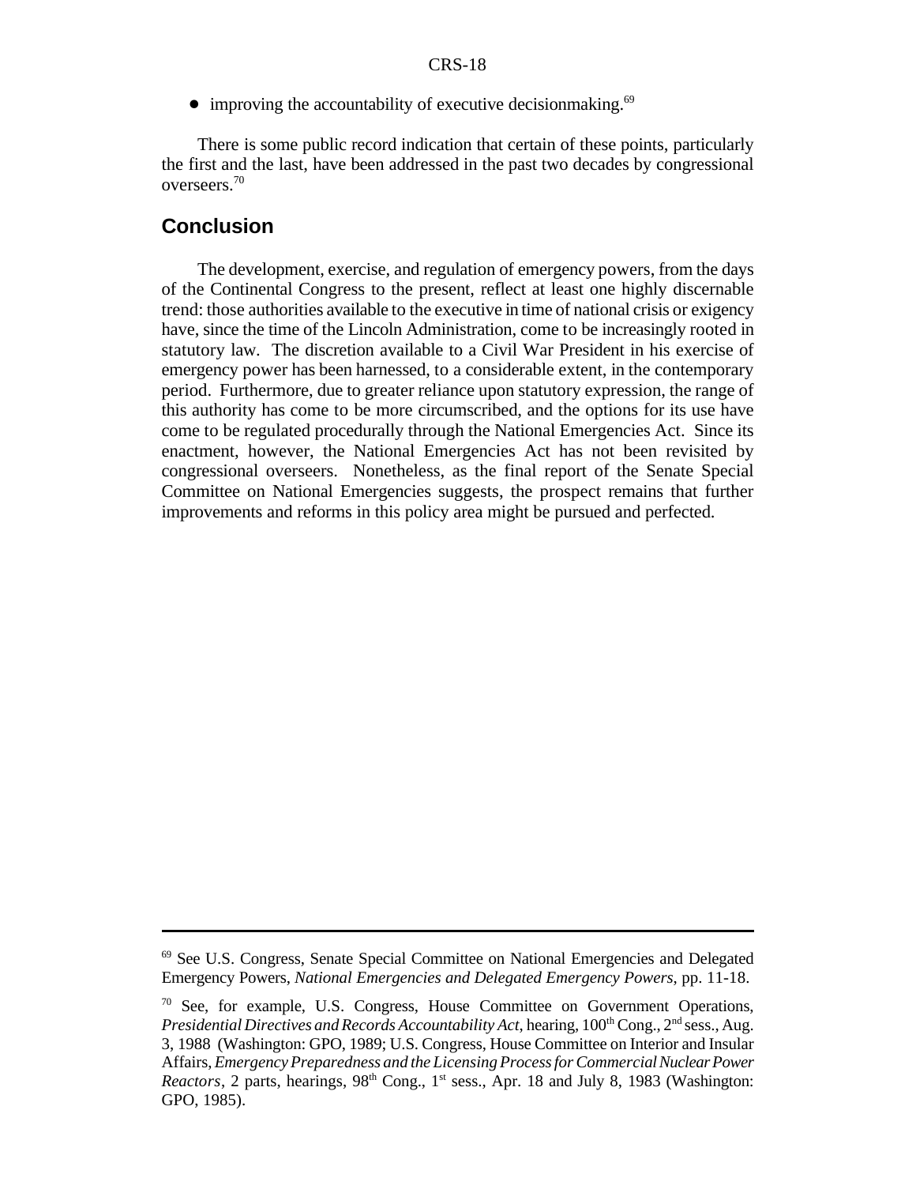- improving the accountability of executive decisionmaking.[69]

There is some public record indication that certain of these points, particularly the first and the last, have been addressed in the past two decades by congressional overseers.[70]

## Conclusion

The development, exercise, and regulation of emergency powers, from the days of the Continental Congress to the present, reflect at least one highly discernable trend: those authorities available to the executive in time of national crisis or exigency have, since the time of the Lincoln Administration, come to be increasingly rooted in statutory law. The discretion available to a Civil War President in his exercise of emergency power has been harnessed, to a considerable extent, in the contemporary period. Furthermore, due to greater reliance upon statutory expression, the range of this authority has come to be more circumscribed, and the options for its use have come to be regulated procedurally through the National Emergencies Act. Since its enactment, however, the National Emergencies Act has not been revisited by congressional overseers. Nonetheless, as the final report of the Senate Special Committee on National Emergencies suggests, the prospect remains that further improvements and reforms in this policy area might be pursued and perfected.

---

[69] See U.S. Congress, Senate Special Committee on National Emergencies and Delegated Emergency Powers, *National Emergencies and Delegated Emergency Powers*, pp. 11-18.

[70] See, for example, U.S. Congress, House Committee on Government Operations, *Presidential Directives and Records Accountability Act*, hearing, 100th Cong., 2nd sess., Aug. 3, 1988 (Washington: GPO, 1989; U.S. Congress, House Committee on Interior and Insular Affairs, *Emergency Preparedness and the Licensing Process for Commercial Nuclear Power Reactors*, 2 parts, hearings, 98th Cong., 1st sess., Apr. 18 and July 8, 1983 (Washington: GPO, 1985).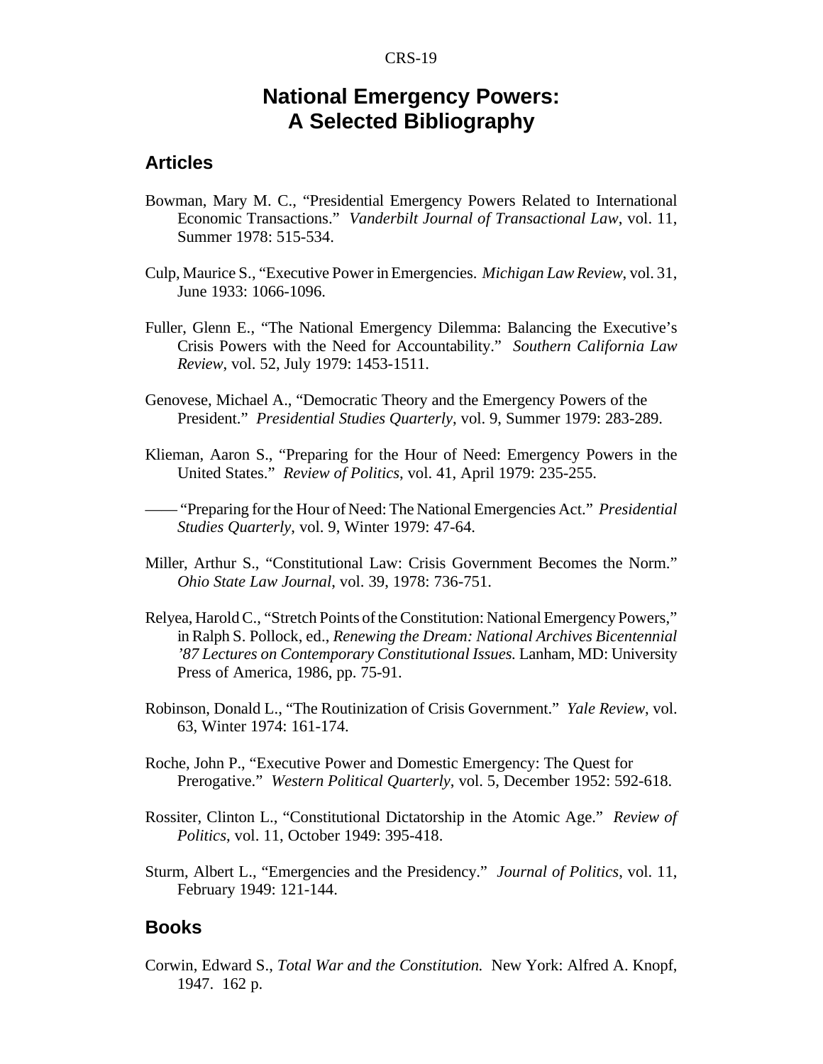# National Emergency Powers: A Selected Bibliography

## Articles

Bowman, Mary M. C., "Presidential Emergency Powers Related to International Economic Transactions." *Vanderbilt Journal of Transactional Law*, vol. 11, Summer 1978: 515-534.

Culp, Maurice S., "Executive Power in Emergencies. *Michigan Law Review*, vol. 31, June 1933: 1066-1096.

Fuller, Glenn E., "The National Emergency Dilemma: Balancing the Executive's Crisis Powers with the Need for Accountability." *Southern California Law Review*, vol. 52, July 1979: 1453-1511.

Genovese, Michael A., "Democratic Theory and the Emergency Powers of the President." *Presidential Studies Quarterly*, vol. 9, Summer 1979: 283-289.

Klieman, Aaron S., "Preparing for the Hour of Need: Emergency Powers in the United States." *Review of Politics*, vol. 41, April 1979: 235-255.

—— "Preparing for the Hour of Need: The National Emergencies Act." *Presidential Studies Quarterly*, vol. 9, Winter 1979: 47-64.

Miller, Arthur S., "Constitutional Law: Crisis Government Becomes the Norm." *Ohio State Law Journal*, vol. 39, 1978: 736-751.

Relyea, Harold C., "Stretch Points of the Constitution: National Emergency Powers," in Ralph S. Pollock, ed., *Renewing the Dream: National Archives Bicentennial '87 Lectures on Contemporary Constitutional Issues.* Lanham, MD: University Press of America, 1986, pp. 75-91.

Robinson, Donald L., "The Routinization of Crisis Government." *Yale Review*, vol. 63, Winter 1974: 161-174.

Roche, John P., "Executive Power and Domestic Emergency: The Quest for Prerogative." *Western Political Quarterly*, vol. 5, December 1952: 592-618.

Rossiter, Clinton L., "Constitutional Dictatorship in the Atomic Age." *Review of Politics*, vol. 11, October 1949: 395-418.

Sturm, Albert L., "Emergencies and the Presidency." *Journal of Politics*, vol. 11, February 1949: 121-144.

## Books

Corwin, Edward S., *Total War and the Constitution.* New York: Alfred A. Knopf, 1947. 162 p.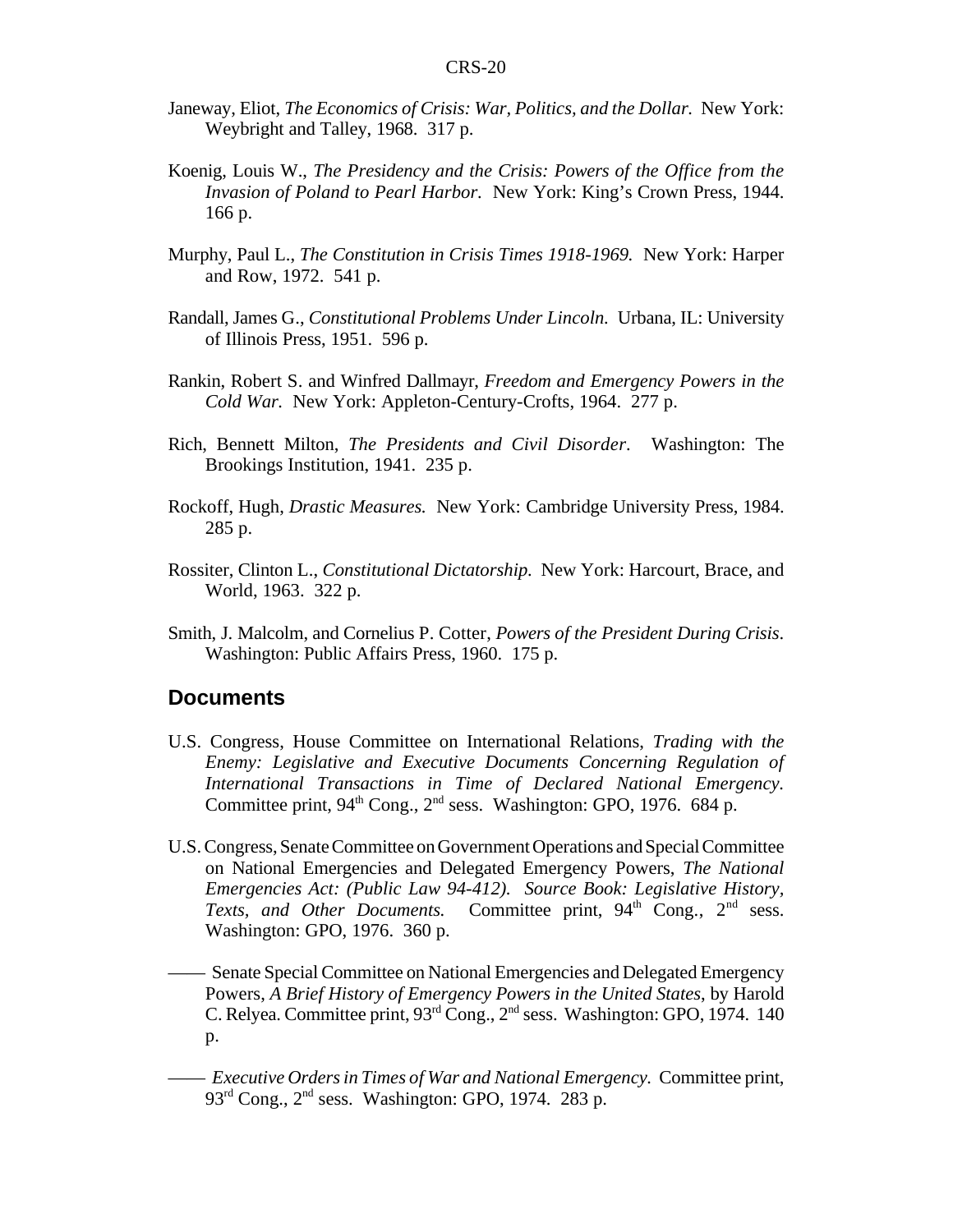Janeway, Eliot, *The Economics of Crisis: War, Politics, and the Dollar.* New York: Weybright and Talley, 1968. 317 p.

Koenig, Louis W., *The Presidency and the Crisis: Powers of the Office from the Invasion of Poland to Pearl Harbor.* New York: King's Crown Press, 1944. 166 p.

Murphy, Paul L., *The Constitution in Crisis Times 1918-1969.* New York: Harper and Row, 1972. 541 p.

Randall, James G., *Constitutional Problems Under Lincoln.* Urbana, IL: University of Illinois Press, 1951. 596 p.

Rankin, Robert S. and Winfred Dallmayr, *Freedom and Emergency Powers in the Cold War.* New York: Appleton-Century-Crofts, 1964. 277 p.

Rich, Bennett Milton, *The Presidents and Civil Disorder*. Washington: The Brookings Institution, 1941. 235 p.

Rockoff, Hugh, *Drastic Measures.* New York: Cambridge University Press, 1984. 285 p.

Rossiter, Clinton L., *Constitutional Dictatorship.* New York: Harcourt, Brace, and World, 1963. 322 p.

Smith, J. Malcolm, and Cornelius P. Cotter, *Powers of the President During Crisis*. Washington: Public Affairs Press, 1960. 175 p.

## Documents

U.S. Congress, House Committee on International Relations, *Trading with the Enemy: Legislative and Executive Documents Concerning Regulation of International Transactions in Time of Declared National Emergency.* Committee print, 94th Cong., 2nd sess. Washington: GPO, 1976. 684 p.

U.S. Congress, Senate Committee on Government Operations and Special Committee on National Emergencies and Delegated Emergency Powers, *The National Emergencies Act: (Public Law 94-412). Source Book: Legislative History, Texts, and Other Documents.* Committee print, 94th Cong., 2nd sess. Washington: GPO, 1976. 360 p.

—— Senate Special Committee on National Emergencies and Delegated Emergency Powers, *A Brief History of Emergency Powers in the United States*, by Harold C. Relyea. Committee print, 93rd Cong., 2nd sess. Washington: GPO, 1974. 140 p.

—— *Executive Orders in Times of War and National Emergency.* Committee print, 93rd Cong., 2nd sess. Washington: GPO, 1974. 283 p.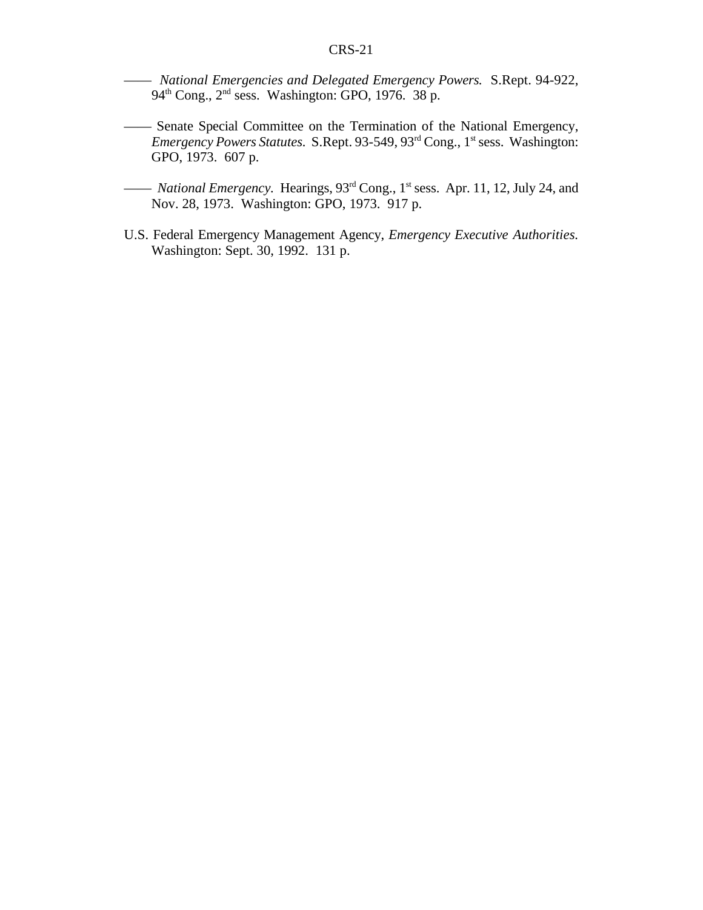—— *National Emergencies and Delegated Emergency Powers.* S.Rept. 94-922, 94th Cong., 2nd sess. Washington: GPO, 1976. 38 p.

—— Senate Special Committee on the Termination of the National Emergency, *Emergency Powers Statutes.* S.Rept. 93-549, 93rd Cong., 1st sess. Washington: GPO, 1973. 607 p.

—— *National Emergency.* Hearings, 93rd Cong., 1st sess. Apr. 11, 12, July 24, and Nov. 28, 1973. Washington: GPO, 1973. 917 p.

U.S. Federal Emergency Management Agency, *Emergency Executive Authorities.* Washington: Sept. 30, 1992. 131 p.